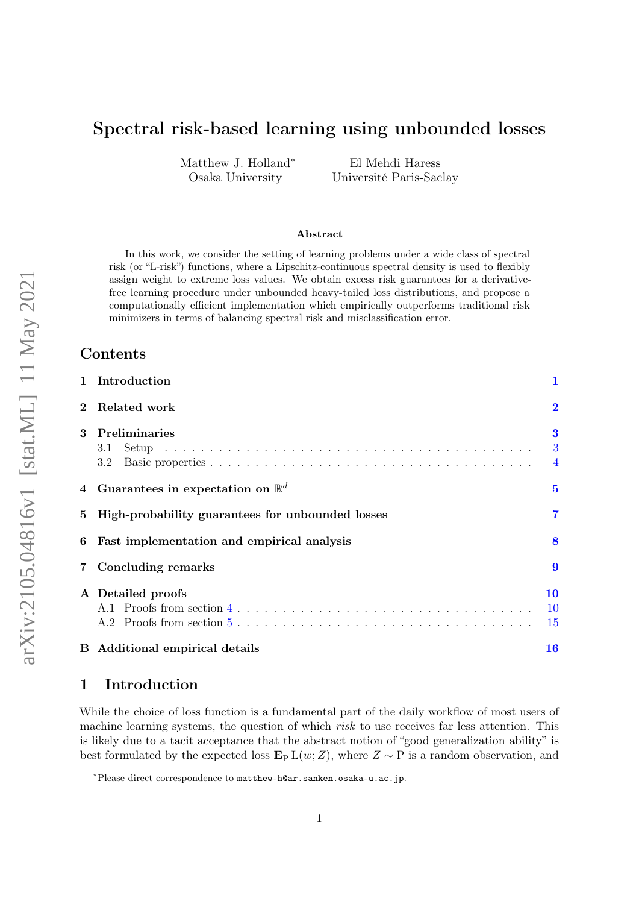# Spectral risk-based learning using unbounded losses

Matthew J. Holland* — Osaka University

El Mehdi Haress — Université Paris-Saclay

### Abstract

In this work, we consider the setting of learning problems under a wide class of spectral risk (or "L-risk") functions, where a Lipschitz-continuous spectral density is used to flexibly assign weight to extreme loss values. We obtain excess risk guarantees for a derivative-free learning procedure under unbounded heavy-tailed loss distributions, and propose a computationally efficient implementation which empirically outperforms traditional risk minimizers in terms of balancing spectral risk and misclassification error.

## Contents

1 Introduction — 1

2 Related work — 2

3 Preliminaries — 3
- 3.1 Setup — 3
- 3.2 Basic properties — 4

4 Guarantees in expectation on $\mathbb{R}^d$ — 5

5 High-probability guarantees for unbounded losses — 7

6 Fast implementation and empirical analysis — 8

7 Concluding remarks — 9

A Detailed proofs — 10
- A.1 Proofs from section 4 — 10
- A.2 Proofs from section 5 — 15

B Additional empirical details — 16

## 1 Introduction

While the choice of loss function is a fundamental part of the daily workflow of most users of machine learning systems, the question of which *risk* to use receives far less attention. This is likely due to a tacit acceptance that the abstract notion of "good generalization ability" is best formulated by the expected loss $\mathbf{E}_{\mathrm{P}}\, \mathrm{L}(w; Z)$, where $Z \sim \mathrm{P}$ is a random observation, and

*Please direct correspondence to matthew-h@ar.sanken.osaka-u.ac.jp.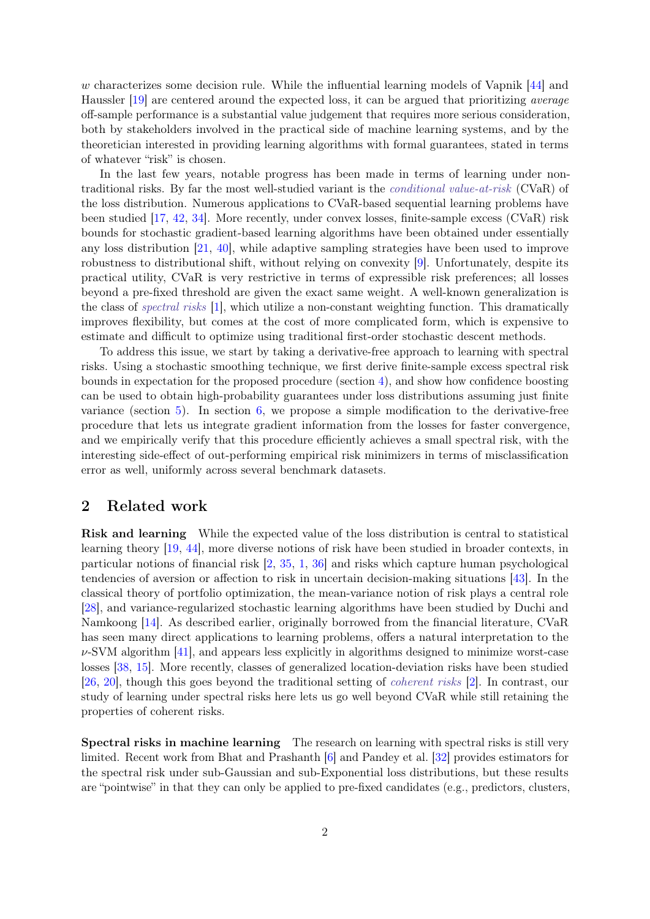$w$ characterizes some decision rule. While the influential learning models of Vapnik [44] and Haussler [19] are centered around the expected loss, it can be argued that prioritizing *average* off-sample performance is a substantial value judgement that requires more serious consideration, both by stakeholders involved in the practical side of machine learning systems, and by the theoretician interested in providing learning algorithms with formal guarantees, stated in terms of whatever "risk" is chosen.

In the last few years, notable progress has been made in terms of learning under non-traditional risks. By far the most well-studied variant is the *conditional value-at-risk* (CVaR) of the loss distribution. Numerous applications to CVaR-based sequential learning problems have been studied [17, 42, 34]. More recently, under convex losses, finite-sample excess (CVaR) risk bounds for stochastic gradient-based learning algorithms have been obtained under essentially any loss distribution [21, 40], while adaptive sampling strategies have been used to improve robustness to distributional shift, without relying on convexity [9]. Unfortunately, despite its practical utility, CVaR is very restrictive in terms of expressible risk preferences; all losses beyond a pre-fixed threshold are given the exact same weight. A well-known generalization is the class of *spectral risks* [1], which utilize a non-constant weighting function. This dramatically improves flexibility, but comes at the cost of more complicated form, which is expensive to estimate and difficult to optimize using traditional first-order stochastic descent methods.

To address this issue, we start by taking a derivative-free approach to learning with spectral risks. Using a stochastic smoothing technique, we first derive finite-sample excess spectral risk bounds in expectation for the proposed procedure (section 4), and show how confidence boosting can be used to obtain high-probability guarantees under loss distributions assuming just finite variance (section 5). In section 6, we propose a simple modification to the derivative-free procedure that lets us integrate gradient information from the losses for faster convergence, and we empirically verify that this procedure efficiently achieves a small spectral risk, with the interesting side-effect of out-performing empirical risk minimizers in terms of misclassification error as well, uniformly across several benchmark datasets.

## 2 Related work

**Risk and learning** While the expected value of the loss distribution is central to statistical learning theory [19, 44], more diverse notions of risk have been studied in broader contexts, in particular notions of financial risk [2, 35, 1, 36] and risks which capture human psychological tendencies of aversion or affection to risk in uncertain decision-making situations [43]. In the classical theory of portfolio optimization, the mean-variance notion of risk plays a central role [28], and variance-regularized stochastic learning algorithms have been studied by Duchi and Namkoong [14]. As described earlier, originally borrowed from the financial literature, CVaR has seen many direct applications to learning problems, offers a natural interpretation to the $\nu$-SVM algorithm [41], and appears less explicitly in algorithms designed to minimize worst-case losses [38, 15]. More recently, classes of generalized location-deviation risks have been studied [26, 20], though this goes beyond the traditional setting of *coherent risks* [2]. In contrast, our study of learning under spectral risks here lets us go well beyond CVaR while still retaining the properties of coherent risks.

**Spectral risks in machine learning** The research on learning with spectral risks is still very limited. Recent work from Bhat and Prashanth [6] and Pandey et al. [32] provides estimators for the spectral risk under sub-Gaussian and sub-Exponential loss distributions, but these results are "pointwise" in that they can only be applied to pre-fixed candidates (e.g., predictors, clusters,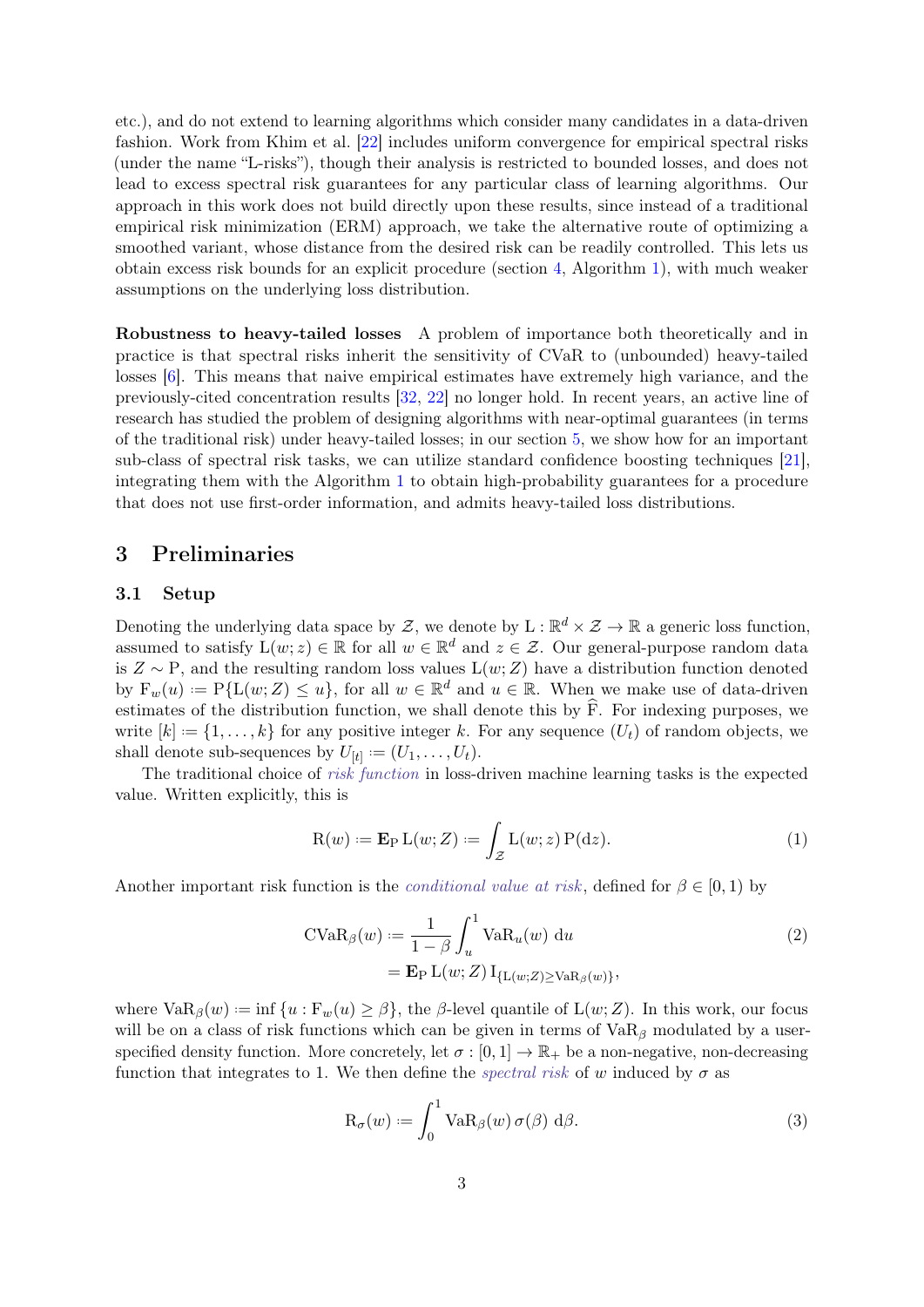etc.), and do not extend to learning algorithms which consider many candidates in a data-driven fashion. Work from Khim et al. [22] includes uniform convergence for empirical spectral risks (under the name "L-risks"), though their analysis is restricted to bounded losses, and does not lead to excess spectral risk guarantees for any particular class of learning algorithms. Our approach in this work does not build directly upon these results, since instead of a traditional empirical risk minimization (ERM) approach, we take the alternative route of optimizing a smoothed variant, whose distance from the desired risk can be readily controlled. This lets us obtain excess risk bounds for an explicit procedure (section 4, Algorithm 1), with much weaker assumptions on the underlying loss distribution.

**Robustness to heavy-tailed losses** A problem of importance both theoretically and in practice is that spectral risks inherit the sensitivity of CVaR to (unbounded) heavy-tailed losses [6]. This means that naive empirical estimates have extremely high variance, and the previously-cited concentration results [32, 22] no longer hold. In recent years, an active line of research has studied the problem of designing algorithms with near-optimal guarantees (in terms of the traditional risk) under heavy-tailed losses; in our section 5, we show how for an important sub-class of spectral risk tasks, we can utilize standard confidence boosting techniques [21], integrating them with the Algorithm 1 to obtain high-probability guarantees for a procedure that does not use first-order information, and admits heavy-tailed loss distributions.

## 3 Preliminaries

### 3.1 Setup

Denoting the underlying data space by $\mathcal{Z}$, we denote by $\mathrm{L} : \mathbb{R}^d \times \mathcal{Z} \to \mathbb{R}$ a generic loss function, assumed to satisfy $\mathrm{L}(w; z) \in \mathbb{R}$ for all $w \in \mathbb{R}^d$ and $z \in \mathcal{Z}$. Our general-purpose random data is $Z \sim \mathrm{P}$, and the resulting random loss values $\mathrm{L}(w; Z)$ have a distribution function denoted by $\mathrm{F}_w(u) := \mathrm{P}\{\mathrm{L}(w; Z) \leq u\}$, for all $w \in \mathbb{R}^d$ and $u \in \mathbb{R}$. When we make use of data-driven estimates of the distribution function, we shall denote this by $\widehat{\mathrm{F}}$. For indexing purposes, we write $[k] := \{1, \ldots, k\}$ for any positive integer $k$. For any sequence $(U_t)$ of random objects, we shall denote sub-sequences by $U_{[t]} := (U_1, \ldots, U_t)$.

The traditional choice of *risk function* in loss-driven machine learning tasks is the expected value. Written explicitly, this is

$$\mathrm{R}(w) := \mathbf{E}_{\mathrm{P}}\, \mathrm{L}(w; Z) := \int_{\mathcal{Z}} \mathrm{L}(w; z)\, \mathrm{P}(\mathrm{d}z). \tag{1}$$

Another important risk function is the *conditional value at risk*, defined for $\beta \in [0, 1)$ by

$$\begin{aligned} \mathrm{CVaR}_\beta(w) &:= \frac{1}{1-\beta} \int_u^1 \mathrm{VaR}_u(w)\ \mathrm{d}u \\ &= \mathbf{E}_{\mathrm{P}}\, \mathrm{L}(w; Z)\, \mathrm{I}_{\{\mathrm{L}(w;Z) \geq \mathrm{VaR}_\beta(w)\}}, \end{aligned} \tag{2}$$

where $\mathrm{VaR}_\beta(w) := \inf\{u : \mathrm{F}_w(u) \geq \beta\}$, the $\beta$-level quantile of $\mathrm{L}(w; Z)$. In this work, our focus will be on a class of risk functions which can be given in terms of $\mathrm{VaR}_\beta$ modulated by a user-specified density function. More concretely, let $\sigma : [0, 1] \to \mathbb{R}_+$ be a non-negative, non-decreasing function that integrates to 1. We then define the *spectral risk* of $w$ induced by $\sigma$ as

$$\mathrm{R}_\sigma(w) := \int_0^1 \mathrm{VaR}_\beta(w)\, \sigma(\beta)\ \mathrm{d}\beta. \tag{3}$$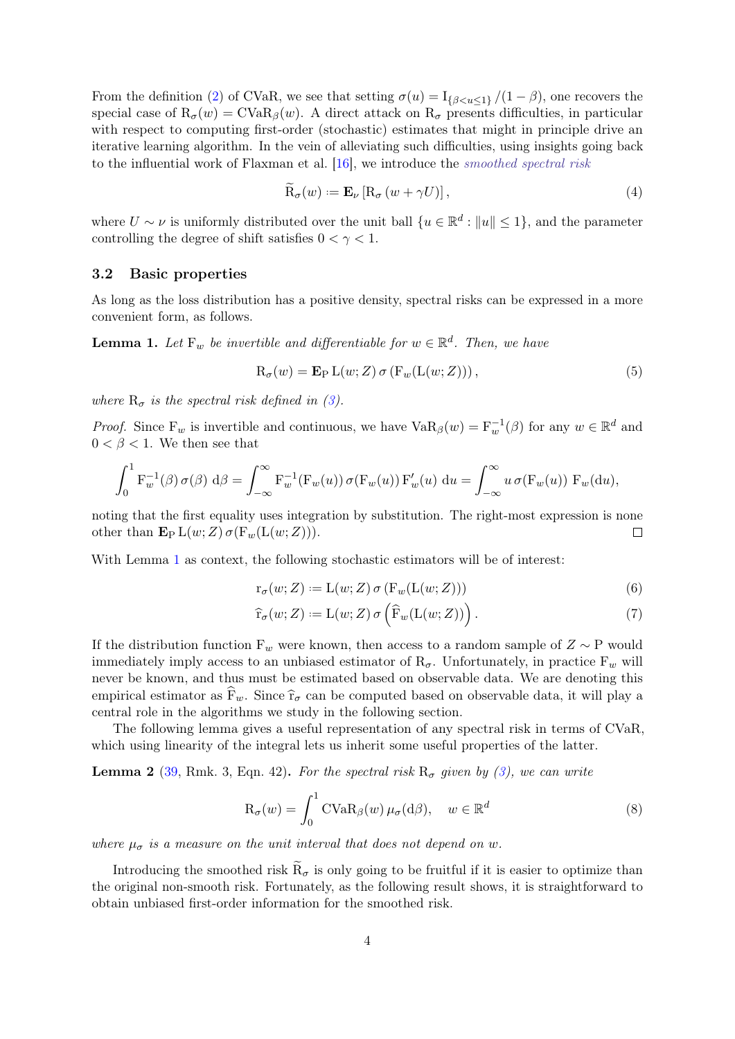From the definition (2) of CVaR, we see that setting $\sigma(u) = \mathrm{I}_{\{\beta < u \leq 1\}} / (1-\beta)$, one recovers the special case of $\mathrm{R}_\sigma(w) = \mathrm{CVaR}_\beta(w)$. A direct attack on $\mathrm{R}_\sigma$ presents difficulties, in particular with respect to computing first-order (stochastic) estimates that might in principle drive an iterative learning algorithm. In the vein of alleviating such difficulties, using insights going back to the influential work of Flaxman et al. [16], we introduce the *smoothed spectral risk*

$$
\widetilde{\mathrm{R}}_\sigma(w) := \mathbf{E}_\nu \left[ \mathrm{R}_\sigma\left(w + \gamma U\right)\right], \tag{4}
$$

where $U \sim \nu$ is uniformly distributed over the unit ball $\{u \in \mathbb{R}^d : \|u\| \leq 1\}$, and the parameter controlling the degree of shift satisfies $0 < \gamma < 1$.

### 3.2 Basic properties

As long as the loss distribution has a positive density, spectral risks can be expressed in a more convenient form, as follows.

**Lemma 1.** *Let $\mathrm{F}_w$ be invertible and differentiable for $w \in \mathbb{R}^d$. Then, we have*

$$
\mathrm{R}_\sigma(w) = \mathbf{E}_{\mathrm{P}}\, \mathrm{L}(w; Z)\, \sigma\left(\mathrm{F}_w(\mathrm{L}(w;Z))\right), \tag{5}
$$

*where $\mathrm{R}_\sigma$ is the spectral risk defined in (3).*

*Proof.* Since $\mathrm{F}_w$ is invertible and continuous, we have $\mathrm{VaR}_\beta(w) = \mathrm{F}_w^{-1}(\beta)$ for any $w \in \mathbb{R}^d$ and $0 < \beta < 1$. We then see that

$$
\int_0^1 \mathrm{F}_w^{-1}(\beta)\, \sigma(\beta)\; \mathrm{d}\beta = \int_{-\infty}^{\infty} \mathrm{F}_w^{-1}(\mathrm{F}_w(u))\, \sigma(\mathrm{F}_w(u))\, \mathrm{F}_w'(u)\; \mathrm{d}u = \int_{-\infty}^{\infty} u\, \sigma(\mathrm{F}_w(u))\; \mathrm{F}_w(\mathrm{d}u),
$$

noting that the first equality uses integration by substitution. The right-most expression is none other than $\mathbf{E}_{\mathrm{P}}\, \mathrm{L}(w;Z)\, \sigma(\mathrm{F}_w(\mathrm{L}(w;Z)))$. $\square$

With Lemma 1 as context, the following stochastic estimators will be of interest:

$$
\mathrm{r}_\sigma(w; Z) := \mathrm{L}(w;Z)\, \sigma\left(\mathrm{F}_w(\mathrm{L}(w;Z))\right) \tag{6}
$$

$$
\widehat{\mathrm{r}}_\sigma(w; Z) := \mathrm{L}(w;Z)\, \sigma\left(\widehat{\mathrm{F}}_w(\mathrm{L}(w;Z))\right). \tag{7}
$$

If the distribution function $\mathrm{F}_w$ were known, then access to a random sample of $Z \sim \mathrm{P}$ would immediately imply access to an unbiased estimator of $\mathrm{R}_\sigma$. Unfortunately, in practice $\mathrm{F}_w$ will never be known, and thus must be estimated based on observable data. We are denoting this empirical estimator as $\widehat{\mathrm{F}}_w$. Since $\widehat{\mathrm{r}}_\sigma$ can be computed based on observable data, it will play a central role in the algorithms we study in the following section.

The following lemma gives a useful representation of any spectral risk in terms of CVaR, which using linearity of the integral lets us inherit some useful properties of the latter.

**Lemma 2** (39, Rmk. 3, Eqn. 42)**.** *For the spectral risk $\mathrm{R}_\sigma$ given by (3), we can write*

$$
\mathrm{R}_\sigma(w) = \int_0^1 \mathrm{CVaR}_\beta(w)\, \mu_\sigma(\mathrm{d}\beta), \quad w \in \mathbb{R}^d \tag{8}
$$

*where $\mu_\sigma$ is a measure on the unit interval that does not depend on $w$.*

Introducing the smoothed risk $\widetilde{\mathrm{R}}_\sigma$ is only going to be fruitful if it is easier to optimize than the original non-smooth risk. Fortunately, as the following result shows, it is straightforward to obtain unbiased first-order information for the smoothed risk.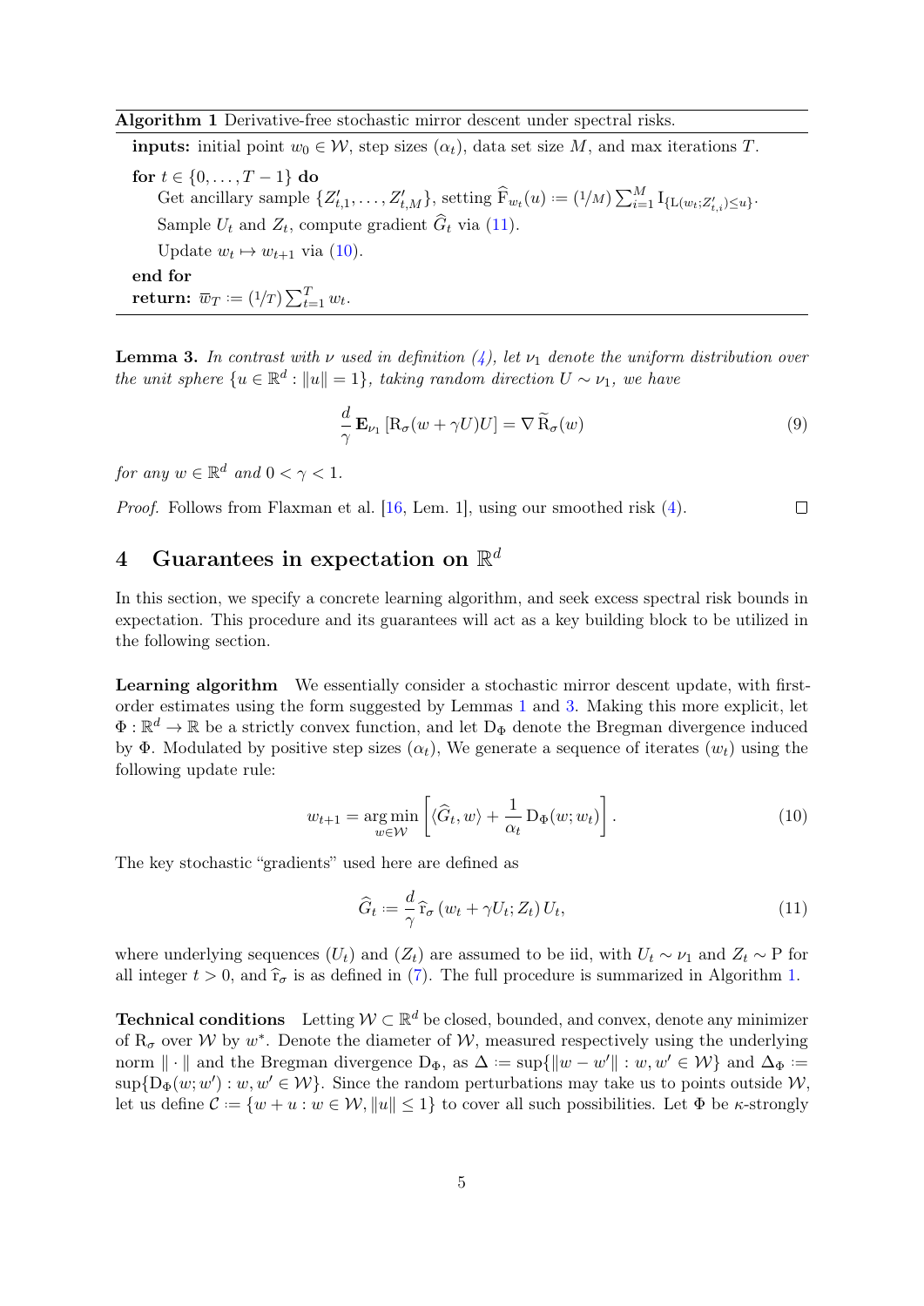**Algorithm 1** Derivative-free stochastic mirror descent under spectral risks.

**inputs:** initial point $w_0 \in \mathcal{W}$, step sizes $(\alpha_t)$, data set size $M$, and max iterations $T$.

**for** $t \in \{0, \ldots, T-1\}$ **do**

  Get ancillary sample $\{Z'_{t,1}, \ldots, Z'_{t,M}\}$, setting $\widehat{\mathrm{F}}_{w_t}(u) := (1/M) \sum_{i=1}^{M} \mathrm{I}_{\{\mathrm{L}(w_t; Z'_{t,i}) \leq u\}}$.

  Sample $U_t$ and $Z_t$, compute gradient $\widehat{G}_t$ via (11).

  Update $w_t \mapsto w_{t+1}$ via (10).

**end for**

**return:** $\overline{w}_T := (1/T) \sum_{t=1}^{T} w_t$.

**Lemma 3.** *In contrast with $\nu$ used in definition (4), let $\nu_1$ denote the uniform distribution over the unit sphere $\{u \in \mathbb{R}^d : \|u\| = 1\}$, taking random direction $U \sim \nu_1$, we have*

$$\frac{d}{\gamma} \mathbf{E}_{\nu_1} \left[ \mathrm{R}_\sigma(w + \gamma U) U \right] = \nabla \widetilde{\mathrm{R}}_\sigma(w) \tag{9}$$

*for any $w \in \mathbb{R}^d$ and $0 < \gamma < 1$.*

*Proof.* Follows from Flaxman et al. [16, Lem. 1], using our smoothed risk (4). □

## 4 Guarantees in expectation on $\mathbb{R}^d$

In this section, we specify a concrete learning algorithm, and seek excess spectral risk bounds in expectation. This procedure and its guarantees will act as a key building block to be utilized in the following section.

**Learning algorithm** We essentially consider a stochastic mirror descent update, with first-order estimates using the form suggested by Lemmas 1 and 3. Making this more explicit, let $\Phi : \mathbb{R}^d \to \mathbb{R}$ be a strictly convex function, and let $\mathrm{D}_\Phi$ denote the Bregman divergence induced by $\Phi$. Modulated by positive step sizes $(\alpha_t)$, We generate a sequence of iterates $(w_t)$ using the following update rule:

$$w_{t+1} = \operatorname*{arg\,min}_{w \in \mathcal{W}} \left[ \langle \widehat{G}_t, w \rangle + \frac{1}{\alpha_t} \mathrm{D}_\Phi(w; w_t) \right]. \tag{10}$$

The key stochastic "gradients" used here are defined as

$$\widehat{G}_t := \frac{d}{\gamma} \widehat{\mathrm{r}}_\sigma \left( w_t + \gamma U_t; Z_t \right) U_t, \tag{11}$$

where underlying sequences $(U_t)$ and $(Z_t)$ are assumed to be iid, with $U_t \sim \nu_1$ and $Z_t \sim \mathrm{P}$ for all integer $t > 0$, and $\widehat{\mathrm{r}}_\sigma$ is as defined in (7). The full procedure is summarized in Algorithm 1.

**Technical conditions** Letting $\mathcal{W} \subset \mathbb{R}^d$ be closed, bounded, and convex, denote any minimizer of $\mathrm{R}_\sigma$ over $\mathcal{W}$ by $w^*$. Denote the diameter of $\mathcal{W}$, measured respectively using the underlying norm $\|\cdot\|$ and the Bregman divergence $\mathrm{D}_\Phi$, as $\Delta := \sup\{\|w - w'\| : w, w' \in \mathcal{W}\}$ and $\Delta_\Phi := \sup\{\mathrm{D}_\Phi(w; w') : w, w' \in \mathcal{W}\}$. Since the random perturbations may take us to points outside $\mathcal{W}$, let us define $\mathcal{C} := \{w + u : w \in \mathcal{W}, \|u\| \leq 1\}$ to cover all such possibilities. Let $\Phi$ be $\kappa$-strongly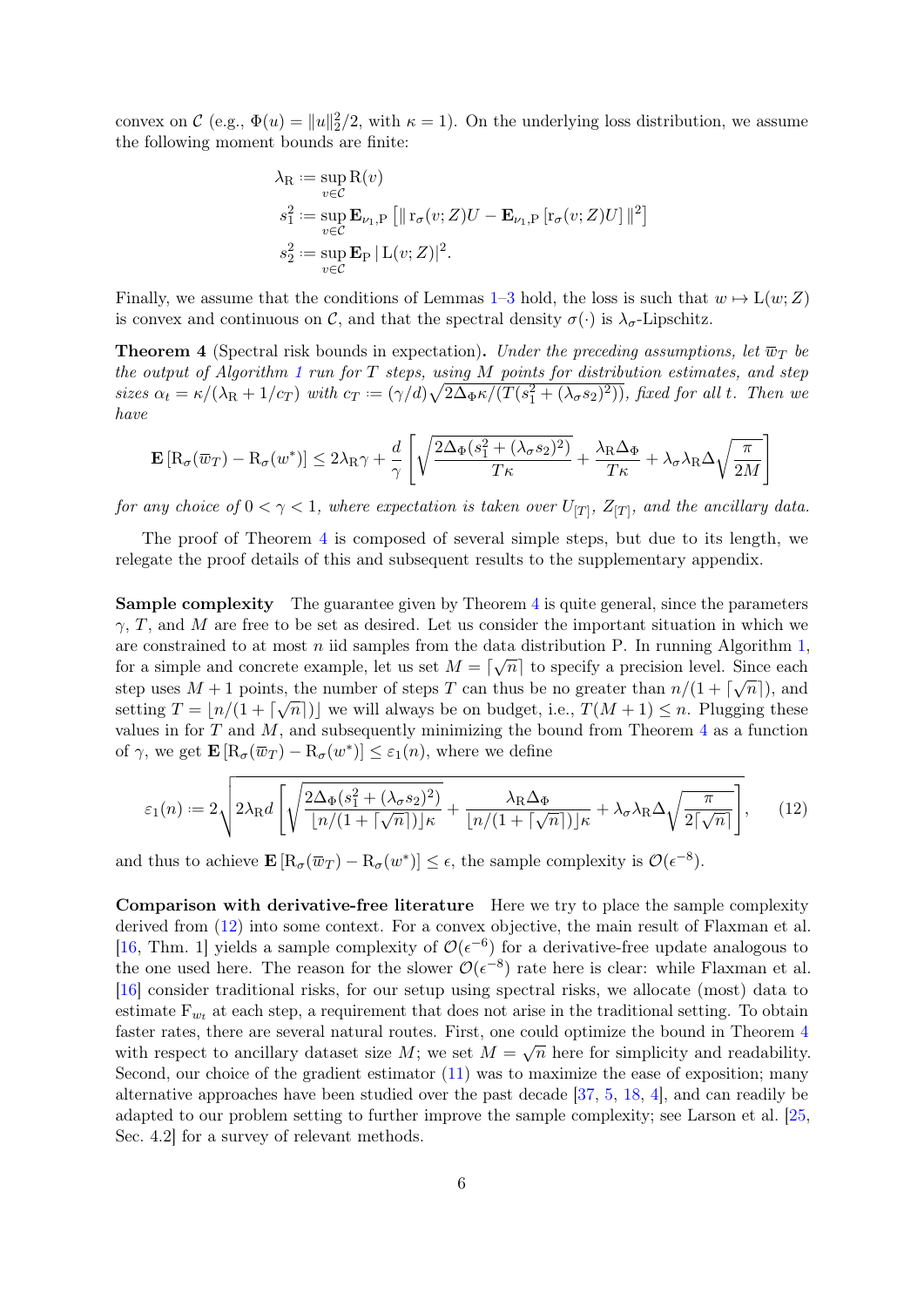convex on $\mathcal{C}$ (e.g., $\Phi(u) = \|u\|_2^2/2$, with $\kappa = 1$). On the underlying loss distribution, we assume the following moment bounds are finite:

$$
\begin{aligned}
\lambda_{\mathrm{R}} &:= \sup_{v \in \mathcal{C}} \mathrm{R}(v) \\
s_1^2 &:= \sup_{v \in \mathcal{C}} \mathbf{E}_{\nu_1, \mathrm{P}} \left[ \| \, \mathrm{r}_\sigma(v; Z) U - \mathbf{E}_{\nu_1, \mathrm{P}} \left[ \mathrm{r}_\sigma(v; Z) U \right] \|^2 \right] \\
s_2^2 &:= \sup_{v \in \mathcal{C}} \mathbf{E}_{\mathrm{P}} \, | \, \mathrm{L}(v; Z)|^2.
\end{aligned}
$$

Finally, we assume that the conditions of Lemmas 1–3 hold, the loss is such that $w \mapsto \mathrm{L}(w; Z)$ is convex and continuous on $\mathcal{C}$, and that the spectral density $\sigma(\cdot)$ is $\lambda_\sigma$-Lipschitz.

**Theorem 4** (Spectral risk bounds in expectation)**.** *Under the preceding assumptions, let $\overline{w}_T$ be the output of Algorithm 1 run for $T$ steps, using $M$ points for distribution estimates, and step sizes $\alpha_t = \kappa/(\lambda_{\mathrm{R}} + 1/c_T)$ with $c_T := (\gamma/d)\sqrt{2\Delta_\Phi \kappa/(T(s_1^2 + (\lambda_\sigma s_2)^2))}$, fixed for all $t$. Then we have*

$$
\mathbf{E}\left[\mathrm{R}_\sigma(\overline{w}_T) - \mathrm{R}_\sigma(w^*)\right] \leq 2\lambda_{\mathrm{R}}\gamma + \frac{d}{\gamma}\left[\sqrt{\frac{2\Delta_\Phi(s_1^2 + (\lambda_\sigma s_2)^2)}{T\kappa}} + \frac{\lambda_{\mathrm{R}}\Delta_\Phi}{T\kappa} + \lambda_\sigma \lambda_{\mathrm{R}} \Delta \sqrt{\frac{\pi}{2M}}\right]
$$

*for any choice of $0 < \gamma < 1$, where expectation is taken over $U_{[T]}$, $Z_{[T]}$, and the ancillary data.*

The proof of Theorem 4 is composed of several simple steps, but due to its length, we relegate the proof details of this and subsequent results to the supplementary appendix.

**Sample complexity** The guarantee given by Theorem 4 is quite general, since the parameters $\gamma$, $T$, and $M$ are free to be set as desired. Let us consider the important situation in which we are constrained to at most $n$ iid samples from the data distribution P. In running Algorithm 1, for a simple and concrete example, let us set $M = \lceil \sqrt{n} \rceil$ to specify a precision level. Since each step uses $M + 1$ points, the number of steps $T$ can thus be no greater than $n/(1 + \lceil \sqrt{n} \rceil)$, and setting $T = \lfloor n/(1 + \lceil \sqrt{n} \rceil) \rfloor$ we will always be on budget, i.e., $T(M + 1) \leq n$. Plugging these values in for $T$ and $M$, and subsequently minimizing the bound from Theorem 4 as a function of $\gamma$, we get $\mathbf{E}\left[\mathrm{R}_\sigma(\overline{w}_T) - \mathrm{R}_\sigma(w^*)\right] \leq \varepsilon_1(n)$, where we define

$$
\varepsilon_1(n) := 2\sqrt{2\lambda_{\mathrm{R}} d \left[\sqrt{\frac{2\Delta_\Phi(s_1^2 + (\lambda_\sigma s_2)^2)}{\lfloor n/(1 + \lceil \sqrt{n} \rceil) \rfloor \kappa}} + \frac{\lambda_{\mathrm{R}}\Delta_\Phi}{\lfloor n/(1 + \lceil \sqrt{n} \rceil) \rfloor \kappa} + \lambda_\sigma \lambda_{\mathrm{R}} \Delta \sqrt{\frac{\pi}{2\lceil \sqrt{n} \rceil}}\right]}, \tag{12}
$$

and thus to achieve $\mathbf{E}\left[\mathrm{R}_\sigma(\overline{w}_T) - \mathrm{R}_\sigma(w^*)\right] \leq \epsilon$, the sample complexity is $\mathcal{O}(\epsilon^{-8})$.

**Comparison with derivative-free literature** Here we try to place the sample complexity derived from (12) into some context. For a convex objective, the main result of Flaxman et al. [16, Thm. 1] yields a sample complexity of $\mathcal{O}(\epsilon^{-6})$ for a derivative-free update analogous to the one used here. The reason for the slower $\mathcal{O}(\epsilon^{-8})$ rate here is clear: while Flaxman et al. [16] consider traditional risks, for our setup using spectral risks, we allocate (most) data to estimate $\mathrm{F}_{w_t}$ at each step, a requirement that does not arise in the traditional setting. To obtain faster rates, there are several natural routes. First, one could optimize the bound in Theorem 4 with respect to ancillary dataset size $M$; we set $M = \sqrt{n}$ here for simplicity and readability. Second, our choice of the gradient estimator (11) was to maximize the ease of exposition; many alternative approaches have been studied over the past decade [37, 5, 18, 4], and can readily be adapted to our problem setting to further improve the sample complexity; see Larson et al. [25, Sec. 4.2] for a survey of relevant methods.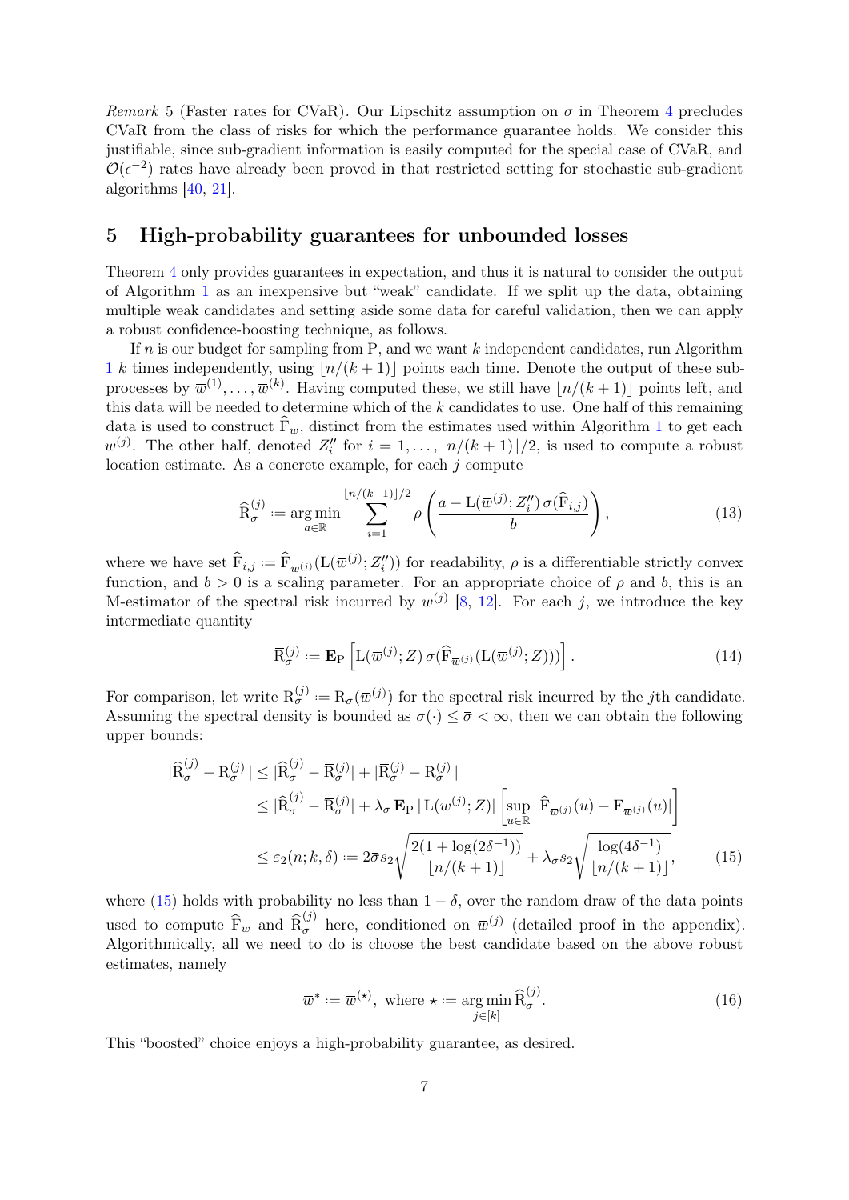*Remark* 5 (Faster rates for CVaR). Our Lipschitz assumption on $\sigma$ in Theorem 4 precludes CVaR from the class of risks for which the performance guarantee holds. We consider this justifiable, since sub-gradient information is easily computed for the special case of CVaR, and $\mathcal{O}(\epsilon^{-2})$ rates have already been proved in that restricted setting for stochastic sub-gradient algorithms [40, 21].

## 5 High-probability guarantees for unbounded losses

Theorem 4 only provides guarantees in expectation, and thus it is natural to consider the output of Algorithm 1 as an inexpensive but "weak" candidate. If we split up the data, obtaining multiple weak candidates and setting aside some data for careful validation, then we can apply a robust confidence-boosting technique, as follows.

If $n$ is our budget for sampling from $\mathrm{P}$, and we want $k$ independent candidates, run Algorithm 1 $k$ times independently, using $\lfloor n/(k+1) \rfloor$ points each time. Denote the output of these sub-processes by $\overline{w}^{(1)}, \ldots, \overline{w}^{(k)}$. Having computed these, we still have $\lfloor n/(k+1) \rfloor$ points left, and this data will be needed to determine which of the $k$ candidates to use. One half of this remaining data is used to construct $\widehat{\mathrm{F}}_w$, distinct from the estimates used within Algorithm 1 to get each $\overline{w}^{(j)}$. The other half, denoted $Z_i''$ for $i = 1, \ldots, \lfloor n/(k+1) \rfloor/2$, is used to compute a robust location estimate. As a concrete example, for each $j$ compute

$$\widehat{\mathrm{R}}_{\sigma}^{(j)} \coloneqq \operatorname*{arg\,min}_{a \in \mathbb{R}} \sum_{i=1}^{\lfloor n/(k+1) \rfloor/2} \rho\left( \frac{a - \mathrm{L}(\overline{w}^{(j)}; Z_i'')\, \sigma(\widehat{\mathrm{F}}_{i,j})}{b} \right), \tag{13}$$

where we have set $\widehat{\mathrm{F}}_{i,j} \coloneqq \widehat{\mathrm{F}}_{\overline{w}^{(j)}}(\mathrm{L}(\overline{w}^{(j)}; Z_i''))$ for readability, $\rho$ is a differentiable strictly convex function, and $b > 0$ is a scaling parameter. For an appropriate choice of $\rho$ and $b$, this is an M-estimator of the spectral risk incurred by $\overline{w}^{(j)}$ [8, 12]. For each $j$, we introduce the key intermediate quantity

$$\overline{\mathrm{R}}_{\sigma}^{(j)} \coloneqq \mathbf{E}_{\mathrm{P}}\left[ \mathrm{L}(\overline{w}^{(j)}; Z)\, \sigma(\widehat{\mathrm{F}}_{\overline{w}^{(j)}}(\mathrm{L}(\overline{w}^{(j)}; Z))) \right]. \tag{14}$$

For comparison, let write $\mathrm{R}_{\sigma}^{(j)} \coloneqq \mathrm{R}_{\sigma}(\overline{w}^{(j)})$ for the spectral risk incurred by the $j$th candidate. Assuming the spectral density is bounded as $\sigma(\cdot) \leq \overline{\sigma} < \infty$, then we can obtain the following upper bounds:

$$\begin{aligned}
|\widehat{\mathrm{R}}_{\sigma}^{(j)} - \mathrm{R}_{\sigma}^{(j)}| &\leq |\widehat{\mathrm{R}}_{\sigma}^{(j)} - \overline{\mathrm{R}}_{\sigma}^{(j)}| + |\overline{\mathrm{R}}_{\sigma}^{(j)} - \mathrm{R}_{\sigma}^{(j)}| \\
&\leq |\widehat{\mathrm{R}}_{\sigma}^{(j)} - \overline{\mathrm{R}}_{\sigma}^{(j)}| + \lambda_{\sigma}\, \mathbf{E}_{\mathrm{P}}\, |\mathrm{L}(\overline{w}^{(j)}; Z)| \left[ \sup_{u \in \mathbb{R}} |\widehat{\mathrm{F}}_{\overline{w}^{(j)}}(u) - \mathrm{F}_{\overline{w}^{(j)}}(u)| \right] \\
&\leq \varepsilon_2(n; k, \delta) \coloneqq 2\overline{\sigma} s_2 \sqrt{\frac{2(1 + \log(2\delta^{-1}))}{\lfloor n/(k+1) \rfloor}} + \lambda_{\sigma} s_2 \sqrt{\frac{\log(4\delta^{-1})}{\lfloor n/(k+1) \rfloor}},
\end{aligned} \tag{15}$$

where (15) holds with probability no less than $1 - \delta$, over the random draw of the data points used to compute $\widehat{\mathrm{F}}_w$ and $\widehat{\mathrm{R}}_{\sigma}^{(j)}$ here, conditioned on $\overline{w}^{(j)}$ (detailed proof in the appendix). Algorithmically, all we need to do is choose the best candidate based on the above robust estimates, namely

$$\overline{w}^{*} \coloneqq \overline{w}^{(\star)}, \text{ where } \star \coloneqq \operatorname*{arg\,min}_{j \in [k]} \widehat{\mathrm{R}}_{\sigma}^{(j)}. \tag{16}$$

This "boosted" choice enjoys a high-probability guarantee, as desired.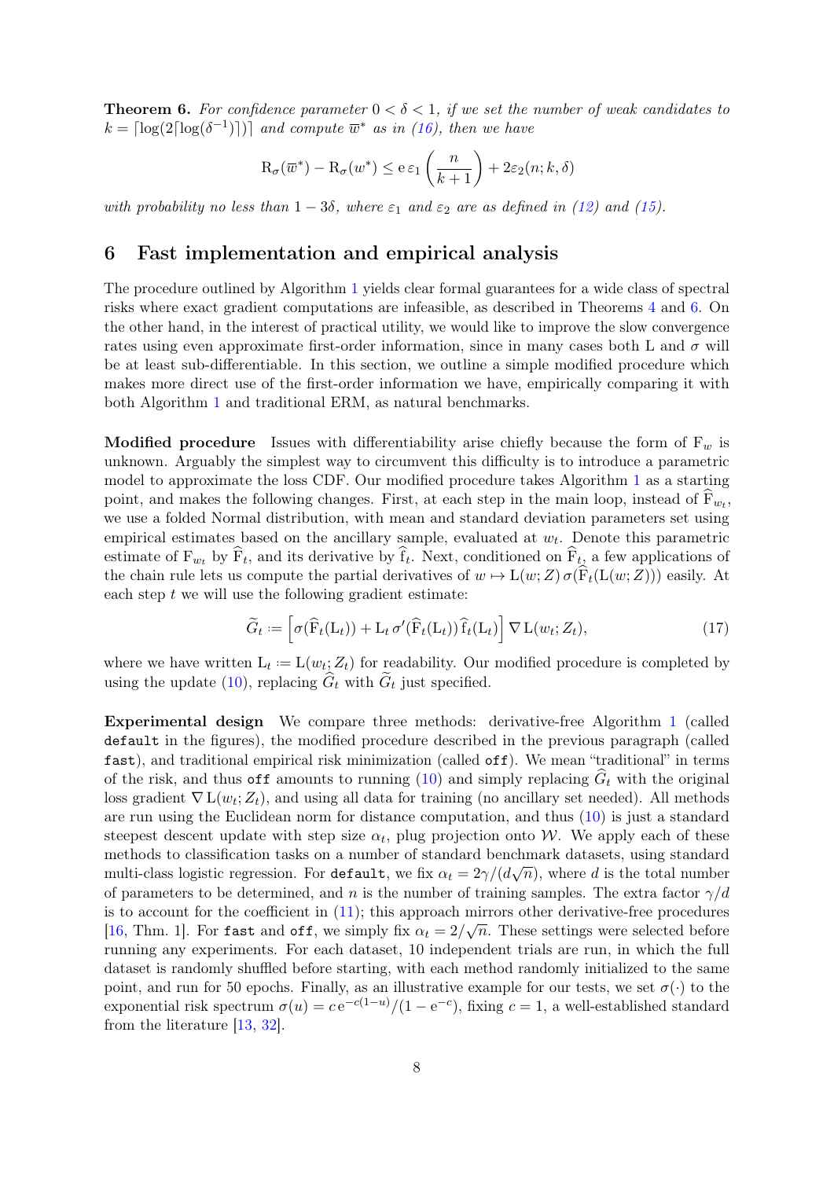**Theorem 6.** *For confidence parameter $0 < \delta < 1$, if we set the number of weak candidates to $k = \lceil \log(2\lceil \log(\delta^{-1})\rceil)\rceil$ and compute $\overline{w}^{*}$ as in (16), then we have*

$$\mathrm{R}_{\sigma}(\overline{w}^{*}) - \mathrm{R}_{\sigma}(w^{*}) \leq \mathrm{e}\,\varepsilon_1\left(\frac{n}{k+1}\right) + 2\varepsilon_2(n;k,\delta)$$

*with probability no less than $1-3\delta$, where $\varepsilon_1$ and $\varepsilon_2$ are as defined in (12) and (15).*

## 6 Fast implementation and empirical analysis

The procedure outlined by Algorithm 1 yields clear formal guarantees for a wide class of spectral risks where exact gradient computations are infeasible, as described in Theorems 4 and 6. On the other hand, in the interest of practical utility, we would like to improve the slow convergence rates using even approximate first-order information, since in many cases both $\mathrm{L}$ and $\sigma$ will be at least sub-differentiable. In this section, we outline a simple modified procedure which makes more direct use of the first-order information we have, empirically comparing it with both Algorithm 1 and traditional ERM, as natural benchmarks.

**Modified procedure** Issues with differentiability arise chiefly because the form of $\mathrm{F}_w$ is unknown. Arguably the simplest way to circumvent this difficulty is to introduce a parametric model to approximate the loss CDF. Our modified procedure takes Algorithm 1 as a starting point, and makes the following changes. First, at each step in the main loop, instead of $\widehat{\mathrm{F}}_{w_t}$, we use a folded Normal distribution, with mean and standard deviation parameters set using empirical estimates based on the ancillary sample, evaluated at $w_t$. Denote this parametric estimate of $\mathrm{F}_{w_t}$ by $\widehat{\mathrm{F}}_t$, and its derivative by $\widehat{\mathrm{f}}_t$. Next, conditioned on $\widehat{\mathrm{F}}_t$, a few applications of the chain rule lets us compute the partial derivatives of $w \mapsto \mathrm{L}(w;Z)\,\sigma(\widehat{\mathrm{F}}_t(\mathrm{L}(w;Z)))$ easily. At each step $t$ we will use the following gradient estimate:

$$\widetilde{G}_t := \left[\sigma(\widehat{\mathrm{F}}_t(\mathrm{L}_t)) + \mathrm{L}_t\,\sigma'(\widehat{\mathrm{F}}_t(\mathrm{L}_t))\,\widehat{\mathrm{f}}_t(\mathrm{L}_t)\right]\nabla\,\mathrm{L}(w_t;Z_t), \tag{17}$$

where we have written $\mathrm{L}_t := \mathrm{L}(w_t;Z_t)$ for readability. Our modified procedure is completed by using the update (10), replacing $\widehat{G}_t$ with $\widetilde{G}_t$ just specified.

**Experimental design** We compare three methods: derivative-free Algorithm 1 (called `default` in the figures), the modified procedure described in the previous paragraph (called `fast`), and traditional empirical risk minimization (called `off`). We mean "traditional" in terms of the risk, and thus `off` amounts to running (10) and simply replacing $\widehat{G}_t$ with the original loss gradient $\nabla\,\mathrm{L}(w_t;Z_t)$, and using all data for training (no ancillary set needed). All methods are run using the Euclidean norm for distance computation, and thus (10) is just a standard steepest descent update with step size $\alpha_t$, plug projection onto $\mathcal{W}$. We apply each of these methods to classification tasks on a number of standard benchmark datasets, using standard multi-class logistic regression. For `default`, we fix $\alpha_t = 2\gamma/(d\sqrt{n})$, where $d$ is the total number of parameters to be determined, and $n$ is the number of training samples. The extra factor $\gamma/d$ is to account for the coefficient in (11); this approach mirrors other derivative-free procedures [16, Thm. 1]. For `fast` and `off`, we simply fix $\alpha_t = 2/\sqrt{n}$. These settings were selected before running any experiments. For each dataset, 10 independent trials are run, in which the full dataset is randomly shuffled before starting, with each method randomly initialized to the same point, and run for 50 epochs. Finally, as an illustrative example for our tests, we set $\sigma(\cdot)$ to the exponential risk spectrum $\sigma(u) = c\,\mathrm{e}^{-c(1-u)}/(1-\mathrm{e}^{-c})$, fixing $c=1$, a well-established standard from the literature [13, 32].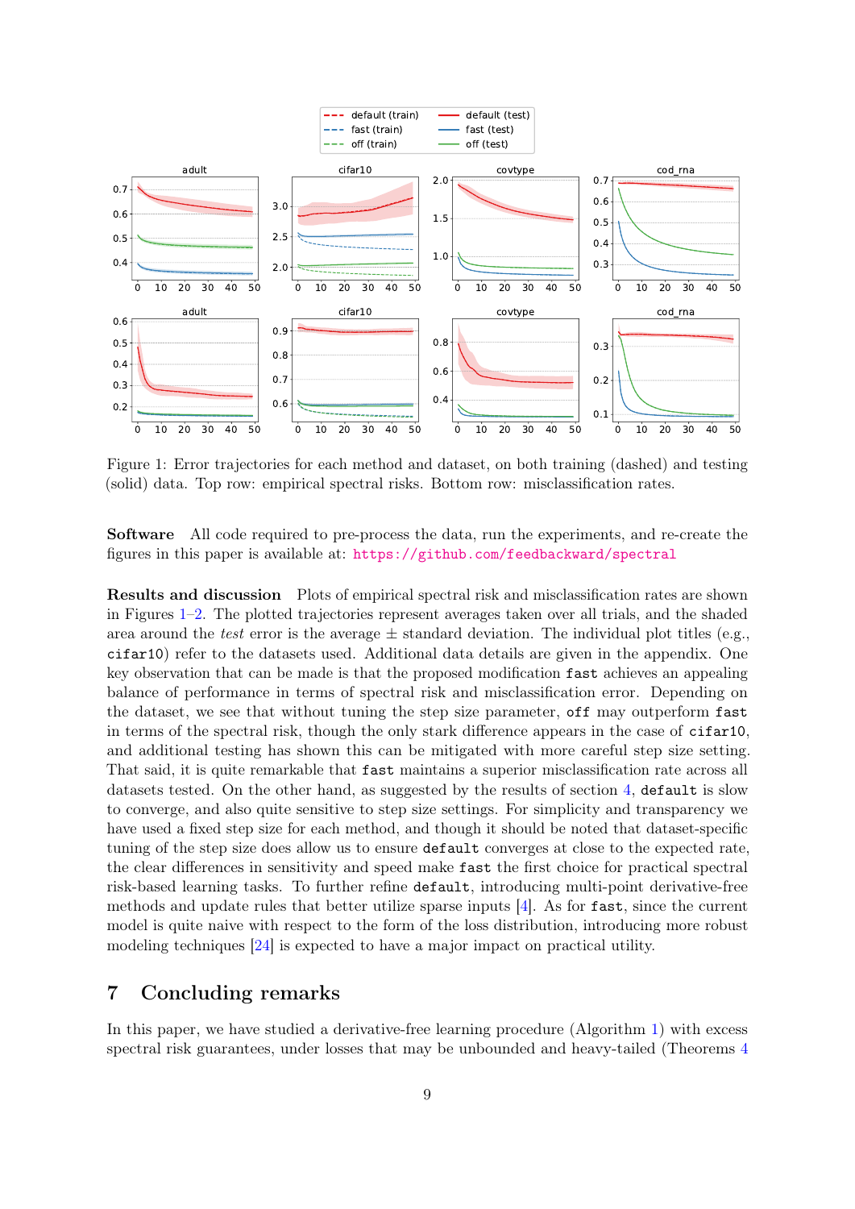Figure 1: Error trajectories for each method and dataset, on both training (dashed) and testing (solid) data. Top row: empirical spectral risks. Bottom row: misclassification rates.

**Software** All code required to pre-process the data, run the experiments, and re-create the figures in this paper is available at: https://github.com/feedbackward/spectral

**Results and discussion** Plots of empirical spectral risk and misclassification rates are shown in Figures 1–2. The plotted trajectories represent averages taken over all trials, and the shaded area around the *test* error is the average ± standard deviation. The individual plot titles (e.g., `cifar10`) refer to the datasets used. Additional data details are given in the appendix. One key observation that can be made is that the proposed modification `fast` achieves an appealing balance of performance in terms of spectral risk and misclassification error. Depending on the dataset, we see that without tuning the step size parameter, `off` may outperform `fast` in terms of the spectral risk, though the only stark difference appears in the case of `cifar10`, and additional testing has shown this can be mitigated with more careful step size setting. That said, it is quite remarkable that `fast` maintains a superior misclassification rate across all datasets tested. On the other hand, as suggested by the results of section 4, `default` is slow to converge, and also quite sensitive to step size settings. For simplicity and transparency we have used a fixed step size for each method, and though it should be noted that dataset-specific tuning of the step size does allow us to ensure `default` converges at close to the expected rate, the clear differences in sensitivity and speed make `fast` the first choice for practical spectral risk-based learning tasks. To further refine `default`, introducing multi-point derivative-free methods and update rules that better utilize sparse inputs [4]. As for `fast`, since the current model is quite naive with respect to the form of the loss distribution, introducing more robust modeling techniques [24] is expected to have a major impact on practical utility.

## 7 Concluding remarks

In this paper, we have studied a derivative-free learning procedure (Algorithm 1) with excess spectral risk guarantees, under losses that may be unbounded and heavy-tailed (Theorems 4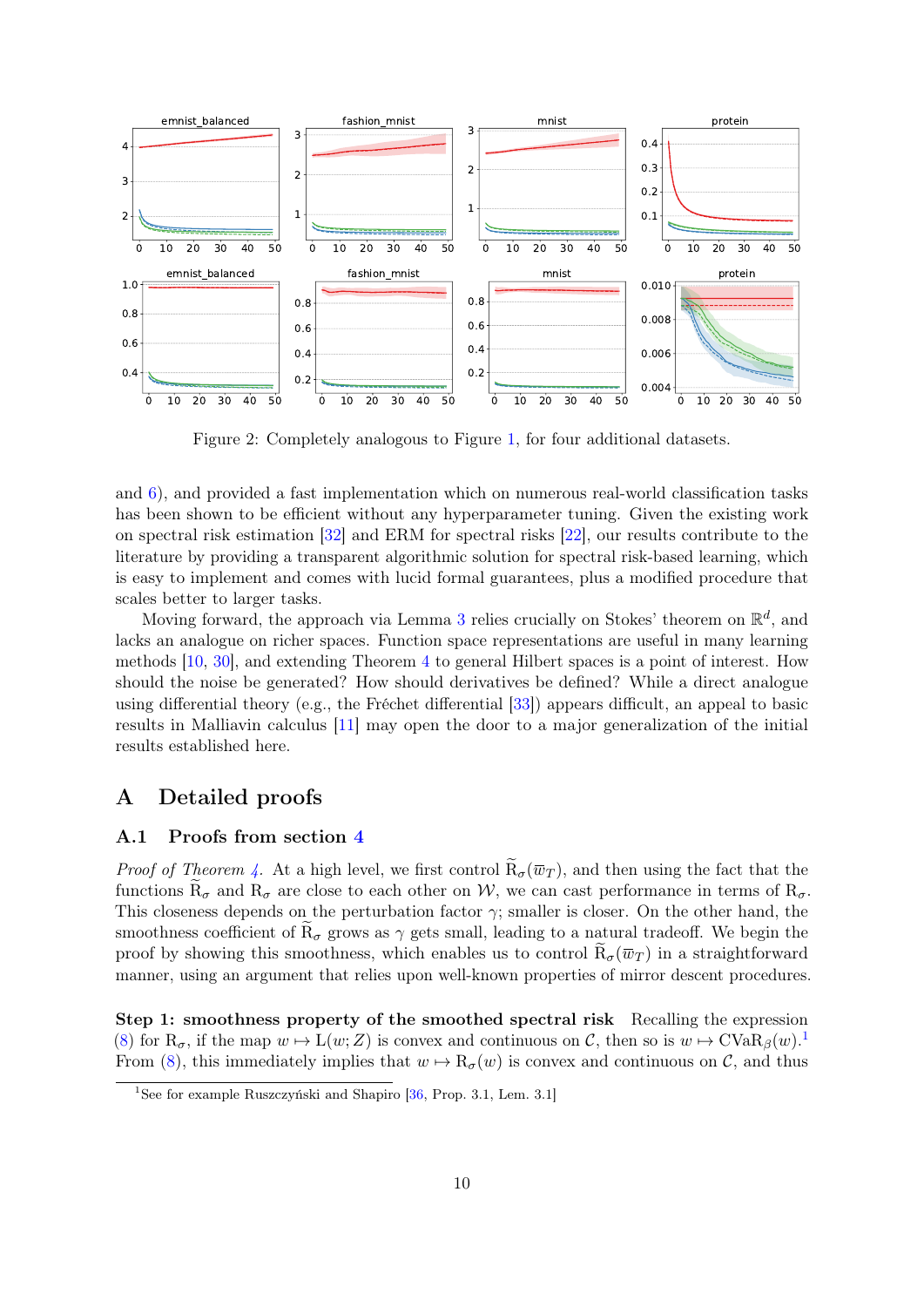Figure 2: Completely analogous to Figure 1, for four additional datasets.

and 6), and provided a fast implementation which on numerous real-world classification tasks has been shown to be efficient without any hyperparameter tuning. Given the existing work on spectral risk estimation [32] and ERM for spectral risks [22], our results contribute to the literature by providing a transparent algorithmic solution for spectral risk-based learning, which is easy to implement and comes with lucid formal guarantees, plus a modified procedure that scales better to larger tasks.

Moving forward, the approach via Lemma 3 relies crucially on Stokes' theorem on $\mathbb{R}^d$, and lacks an analogue on richer spaces. Function space representations are useful in many learning methods [10, 30], and extending Theorem 4 to general Hilbert spaces is a point of interest. How should the noise be generated? How should derivatives be defined? While a direct analogue using differential theory (e.g., the Fréchet differential [33]) appears difficult, an appeal to basic results in Malliavin calculus [11] may open the door to a major generalization of the initial results established here.

# A Detailed proofs

## A.1 Proofs from section 4

*Proof of Theorem 4.* At a high level, we first control $\widetilde{\mathrm{R}}_\sigma(\overline{w}_T)$, and then using the fact that the functions $\widetilde{\mathrm{R}}_\sigma$ and $\mathrm{R}_\sigma$ are close to each other on $\mathcal{W}$, we can cast performance in terms of $\mathrm{R}_\sigma$. This closeness depends on the perturbation factor $\gamma$; smaller is closer. On the other hand, the smoothness coefficient of $\widetilde{\mathrm{R}}_\sigma$ grows as $\gamma$ gets small, leading to a natural tradeoff. We begin the proof by showing this smoothness, which enables us to control $\widetilde{\mathrm{R}}_\sigma(\overline{w}_T)$ in a straightforward manner, using an argument that relies upon well-known properties of mirror descent procedures.

**Step 1: smoothness property of the smoothed spectral risk** Recalling the expression (8) for $\mathrm{R}_\sigma$, if the map $w \mapsto \mathrm{L}(w; Z)$ is convex and continuous on $\mathcal{C}$, then so is $w \mapsto \mathrm{CVaR}_\beta(w)$.[1] From (8), this immediately implies that $w \mapsto \mathrm{R}_\sigma(w)$ is convex and continuous on $\mathcal{C}$, and thus

[1] See for example Ruszczyński and Shapiro [36, Prop. 3.1, Lem. 3.1]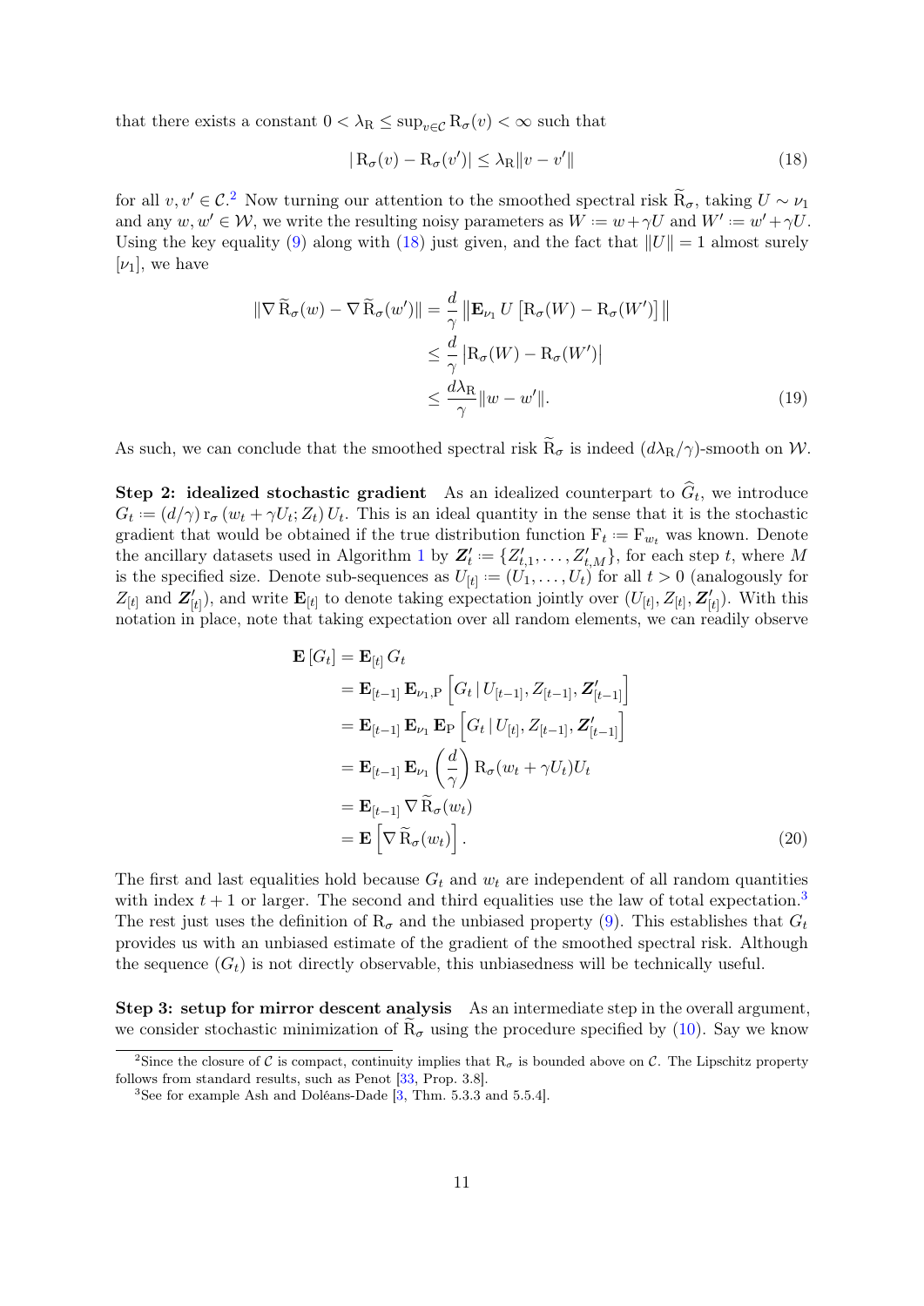that there exists a constant $0 < \lambda_{\mathrm{R}} \leq \sup_{v \in \mathcal{C}} \mathrm{R}_\sigma(v) < \infty$ such that

$$|\mathrm{R}_\sigma(v) - \mathrm{R}_\sigma(v')| \leq \lambda_{\mathrm{R}} \|v - v'\| \tag{18}$$

for all $v, v' \in \mathcal{C}$.[2] Now turning our attention to the smoothed spectral risk $\widetilde{\mathrm{R}}_\sigma$, taking $U \sim \nu_1$ and any $w, w' \in \mathcal{W}$, we write the resulting noisy parameters as $W := w + \gamma U$ and $W' := w' + \gamma U$. Using the key equality (9) along with (18) just given, and the fact that $\|U\| = 1$ almost surely $[\nu_1]$, we have

$$\begin{aligned}
\|\nabla \widetilde{\mathrm{R}}_\sigma(w) - \nabla \widetilde{\mathrm{R}}_\sigma(w')\| &= \frac{d}{\gamma} \left\| \mathbf{E}_{\nu_1} U \left[ \mathrm{R}_\sigma(W) - \mathrm{R}_\sigma(W') \right] \right\| \\
&\leq \frac{d}{\gamma} \left| \mathrm{R}_\sigma(W) - \mathrm{R}_\sigma(W') \right| \\
&\leq \frac{d\lambda_{\mathrm{R}}}{\gamma} \|w - w'\|.
\end{aligned} \tag{19}$$

As such, we can conclude that the smoothed spectral risk $\widetilde{\mathrm{R}}_\sigma$ is indeed $(d\lambda_{\mathrm{R}}/\gamma)$-smooth on $\mathcal{W}$.

**Step 2: idealized stochastic gradient** As an idealized counterpart to $\widehat{G}_t$, we introduce $G_t := (d/\gamma)\, \mathrm{r}_\sigma(w_t + \gamma U_t; Z_t)\, U_t$. This is an ideal quantity in the sense that it is the stochastic gradient that would be obtained if the true distribution function $\mathrm{F}_t := \mathrm{F}_{w_t}$ was known. Denote the ancillary datasets used in Algorithm 1 by $\boldsymbol{Z}'_t := \{Z'_{t,1}, \ldots, Z'_{t,M}\}$, for each step $t$, where $M$ is the specified size. Denote sub-sequences as $U_{[t]} := (U_1, \ldots, U_t)$ for all $t > 0$ (analogously for $Z_{[t]}$ and $\boldsymbol{Z}'_{[t]}$), and write $\mathbf{E}_{[t]}$ to denote taking expectation jointly over $(U_{[t]}, Z_{[t]}, \boldsymbol{Z}'_{[t]})$. With this notation in place, note that taking expectation over all random elements, we can readily observe

$$\begin{aligned}
\mathbf{E}\left[G_t\right] &= \mathbf{E}_{[t]}\, G_t \\
&= \mathbf{E}_{[t-1]}\, \mathbf{E}_{\nu_1, \mathrm{P}} \left[ G_t \,|\, U_{[t-1]}, Z_{[t-1]}, \boldsymbol{Z}'_{[t-1]} \right] \\
&= \mathbf{E}_{[t-1]}\, \mathbf{E}_{\nu_1}\, \mathbf{E}_{\mathrm{P}} \left[ G_t \,|\, U_{[t]}, Z_{[t-1]}, \boldsymbol{Z}'_{[t-1]} \right] \\
&= \mathbf{E}_{[t-1]}\, \mathbf{E}_{\nu_1} \left( \frac{d}{\gamma} \right) \mathrm{R}_\sigma(w_t + \gamma U_t) U_t \\
&= \mathbf{E}_{[t-1]}\, \nabla \widetilde{\mathrm{R}}_\sigma(w_t) \\
&= \mathbf{E}\left[ \nabla \widetilde{\mathrm{R}}_\sigma(w_t) \right].
\end{aligned} \tag{20}$$

The first and last equalities hold because $G_t$ and $w_t$ are independent of all random quantities with index $t+1$ or larger. The second and third equalities use the law of total expectation.[3] The rest just uses the definition of $\mathrm{R}_\sigma$ and the unbiased property (9). This establishes that $G_t$ provides us with an unbiased estimate of the gradient of the smoothed spectral risk. Although the sequence $(G_t)$ is not directly observable, this unbiasedness will be technically useful.

**Step 3: setup for mirror descent analysis** As an intermediate step in the overall argument, we consider stochastic minimization of $\widetilde{\mathrm{R}}_\sigma$ using the procedure specified by (10). Say we know

[2] Since the closure of $\mathcal{C}$ is compact, continuity implies that $\mathrm{R}_\sigma$ is bounded above on $\mathcal{C}$. The Lipschitz property follows from standard results, such as Penot [33, Prop. 3.8].

[3] See for example Ash and Doléans-Dade [3, Thm. 5.3.3 and 5.5.4].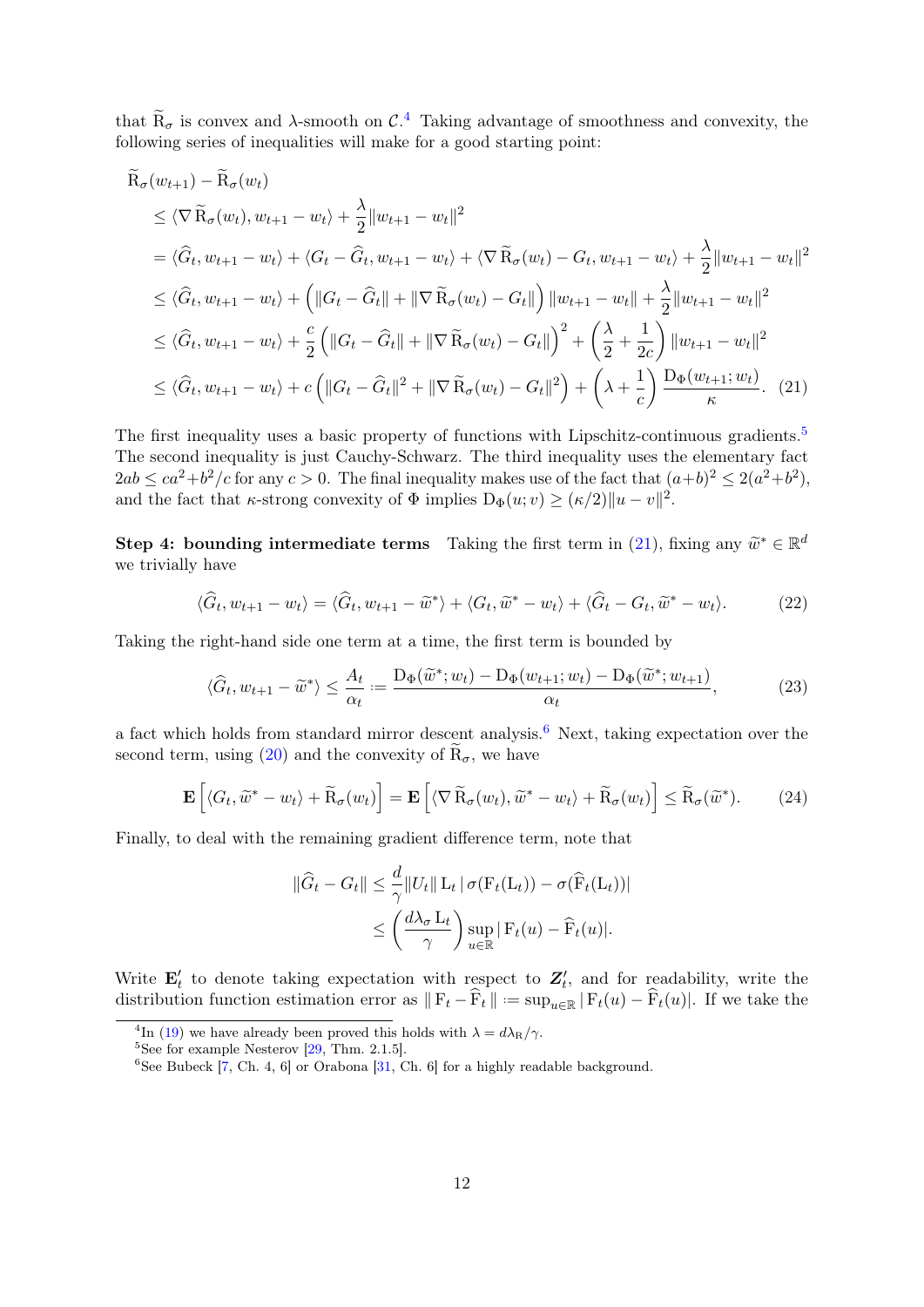that $\widetilde{\mathrm{R}}_\sigma$ is convex and $\lambda$-smooth on $\mathcal{C}$.[4] Taking advantage of smoothness and convexity, the following series of inequalities will make for a good starting point:

$$
\begin{aligned}
&\widetilde{\mathrm{R}}_\sigma(w_{t+1}) - \widetilde{\mathrm{R}}_\sigma(w_t) \\
&\leq \langle \nabla \widetilde{\mathrm{R}}_\sigma(w_t), w_{t+1} - w_t \rangle + \frac{\lambda}{2}\|w_{t+1} - w_t\|^2 \\
&= \langle \widehat{G}_t, w_{t+1} - w_t \rangle + \langle G_t - \widehat{G}_t, w_{t+1} - w_t \rangle + \langle \nabla \widetilde{\mathrm{R}}_\sigma(w_t) - G_t, w_{t+1} - w_t \rangle + \frac{\lambda}{2}\|w_{t+1} - w_t\|^2 \\
&\leq \langle \widehat{G}_t, w_{t+1} - w_t \rangle + \left( \|G_t - \widehat{G}_t\| + \|\nabla \widetilde{\mathrm{R}}_\sigma(w_t) - G_t\| \right) \|w_{t+1} - w_t\| + \frac{\lambda}{2}\|w_{t+1} - w_t\|^2 \\
&\leq \langle \widehat{G}_t, w_{t+1} - w_t \rangle + \frac{c}{2}\left( \|G_t - \widehat{G}_t\| + \|\nabla \widetilde{\mathrm{R}}_\sigma(w_t) - G_t\| \right)^2 + \left( \frac{\lambda}{2} + \frac{1}{2c} \right) \|w_{t+1} - w_t\|^2 \\
&\leq \langle \widehat{G}_t, w_{t+1} - w_t \rangle + c\left( \|G_t - \widehat{G}_t\|^2 + \|\nabla \widetilde{\mathrm{R}}_\sigma(w_t) - G_t\|^2 \right) + \left( \lambda + \frac{1}{c} \right) \frac{\mathrm{D}_\Phi(w_{t+1}; w_t)}{\kappa}. \quad (21)
\end{aligned}
$$

The first inequality uses a basic property of functions with Lipschitz-continuous gradients.[5] The second inequality is just Cauchy-Schwarz. The third inequality uses the elementary fact $2ab \leq ca^2 + b^2/c$ for any $c > 0$. The final inequality makes use of the fact that $(a+b)^2 \leq 2(a^2+b^2)$, and the fact that $\kappa$-strong convexity of $\Phi$ implies $\mathrm{D}_\Phi(u; v) \geq (\kappa/2)\|u - v\|^2$.

**Step 4: bounding intermediate terms** Taking the first term in (21), fixing any $\widetilde{w}^* \in \mathbb{R}^d$ we trivially have

$$
\langle \widehat{G}_t, w_{t+1} - w_t \rangle = \langle \widehat{G}_t, w_{t+1} - \widetilde{w}^* \rangle + \langle G_t, \widetilde{w}^* - w_t \rangle + \langle \widehat{G}_t - G_t, \widetilde{w}^* - w_t \rangle. \quad (22)
$$

Taking the right-hand side one term at a time, the first term is bounded by

$$
\langle \widehat{G}_t, w_{t+1} - \widetilde{w}^* \rangle \leq \frac{A_t}{\alpha_t} := \frac{\mathrm{D}_\Phi(\widetilde{w}^*; w_t) - \mathrm{D}_\Phi(w_{t+1}; w_t) - \mathrm{D}_\Phi(\widetilde{w}^*; w_{t+1})}{\alpha_t}, \quad (23)
$$

a fact which holds from standard mirror descent analysis.[6] Next, taking expectation over the second term, using (20) and the convexity of $\widetilde{\mathrm{R}}_\sigma$, we have

$$
\mathbf{E}\left[ \langle G_t, \widetilde{w}^* - w_t \rangle + \widetilde{\mathrm{R}}_\sigma(w_t) \right] = \mathbf{E}\left[ \langle \nabla \widetilde{\mathrm{R}}_\sigma(w_t), \widetilde{w}^* - w_t \rangle + \widetilde{\mathrm{R}}_\sigma(w_t) \right] \leq \widetilde{\mathrm{R}}_\sigma(\widetilde{w}^*). \quad (24)
$$

Finally, to deal with the remaining gradient difference term, note that

$$
\begin{aligned}
\|\widehat{G}_t - G_t\| &\leq \frac{d}{\gamma}\|U_t\| \, \mathrm{L}_t \, |\sigma(\mathrm{F}_t(\mathrm{L}_t)) - \sigma(\widehat{\mathrm{F}}_t(\mathrm{L}_t))| \\
&\leq \left( \frac{d\lambda_\sigma \, \mathrm{L}_t}{\gamma} \right) \sup_{u \in \mathbb{R}} |\, \mathrm{F}_t(u) - \widehat{\mathrm{F}}_t(u)|.
\end{aligned}
$$

Write $\mathbf{E}_t'$ to denote taking expectation with respect to $\boldsymbol{Z}_t'$, and for readability, write the distribution function estimation error as $\|\, \mathrm{F}_t - \widehat{\mathrm{F}}_t \,\| := \sup_{u \in \mathbb{R}} |\, \mathrm{F}_t(u) - \widehat{\mathrm{F}}_t(u)|$. If we take the

[4] In (19) we have already been proved this holds with $\lambda = d\lambda_{\mathrm{R}}/\gamma$.

[5] See for example Nesterov [29, Thm. 2.1.5].

[6] See Bubeck [7, Ch. 4, 6] or Orabona [31, Ch. 6] for a highly readable background.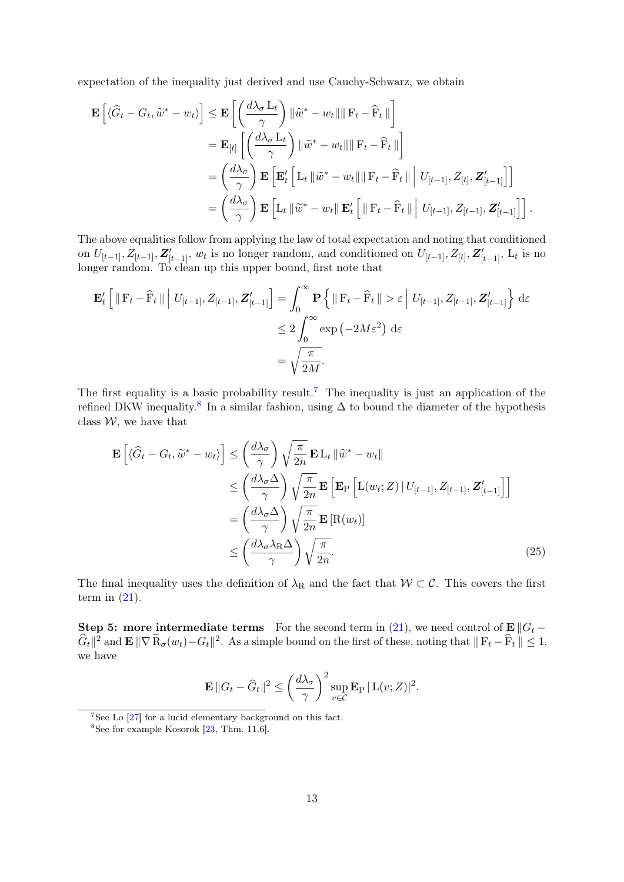expectation of the inequality just derived and use Cauchy-Schwarz, we obtain

$$
\begin{aligned}
\mathbf{E}\left[\langle \widehat{G}_t - G_t, \widetilde{w}^* - w_t\rangle\right] &\leq \mathbf{E}\left[\left(\frac{d\lambda_\sigma \mathrm{L}_t}{\gamma}\right)\|\widetilde{w}^* - w_t\| \| \mathrm{F}_t - \widehat{\mathrm{F}}_t \|\right] \\
&= \mathbf{E}_{[t]}\left[\left(\frac{d\lambda_\sigma \mathrm{L}_t}{\gamma}\right)\|\widetilde{w}^* - w_t\| \| \mathrm{F}_t - \widehat{\mathrm{F}}_t \|\right] \\
&= \left(\frac{d\lambda_\sigma}{\gamma}\right)\mathbf{E}\left[\mathbf{E}_t'\left[\mathrm{L}_t \|\widetilde{w}^* - w_t\| \| \mathrm{F}_t - \widehat{\mathrm{F}}_t \| \,\middle|\, U_{[t-1]}, Z_{[t]}, \boldsymbol{Z}'_{[t-1]}\right]\right] \\
&= \left(\frac{d\lambda_\sigma}{\gamma}\right)\mathbf{E}\left[\mathrm{L}_t \|\widetilde{w}^* - w_t\| \, \mathbf{E}_t'\left[\| \mathrm{F}_t - \widehat{\mathrm{F}}_t \| \,\middle|\, U_{[t-1]}, Z_{[t-1]}, \boldsymbol{Z}'_{[t-1]}\right]\right].
\end{aligned}
$$

The above equalities follow from applying the law of total expectation and noting that conditioned on $U_{[t-1]}, Z_{[t-1]}, \boldsymbol{Z}'_{[t-1]}$, $w_t$ is no longer random, and conditioned on $U_{[t-1]}, Z_{[t]}, \boldsymbol{Z}'_{[t-1]}$, $\mathrm{L}_t$ is no longer random. To clean up this upper bound, first note that

$$
\begin{aligned}
\mathbf{E}_t'\left[\| \mathrm{F}_t - \widehat{\mathrm{F}}_t \| \,\middle|\, U_{[t-1]}, Z_{[t-1]}, \boldsymbol{Z}'_{[t-1]}\right] &= \int_0^\infty \mathbf{P}\left\{\| \mathrm{F}_t - \widehat{\mathrm{F}}_t \| > \varepsilon \,\middle|\, U_{[t-1]}, Z_{[t-1]}, \boldsymbol{Z}'_{[t-1]}\right\} \mathrm{d}\varepsilon \\
&\leq 2\int_0^\infty \exp\left(-2M\varepsilon^2\right) \mathrm{d}\varepsilon \\
&= \sqrt{\frac{\pi}{2M}}.
\end{aligned}
$$

The first equality is a basic probability result.[7] The inequality is just an application of the refined DKW inequality.[8] In a similar fashion, using $\Delta$ to bound the diameter of the hypothesis class $\mathcal{W}$, we have that

$$
\begin{aligned}
\mathbf{E}\left[\langle \widehat{G}_t - G_t, \widetilde{w}^* - w_t\rangle\right] &\leq \left(\frac{d\lambda_\sigma}{\gamma}\right)\sqrt{\frac{\pi}{2n}}\,\mathbf{E}\,\mathrm{L}_t \|\widetilde{w}^* - w_t\| \\
&\leq \left(\frac{d\lambda_\sigma \Delta}{\gamma}\right)\sqrt{\frac{\pi}{2n}}\,\mathbf{E}\left[\mathbf{E}_{\mathrm{P}}\left[\mathrm{L}(w_t; Z) \,|\, U_{[t-1]}, Z_{[t-1]}, \boldsymbol{Z}'_{[t-1]}\right]\right] \\
&= \left(\frac{d\lambda_\sigma \Delta}{\gamma}\right)\sqrt{\frac{\pi}{2n}}\,\mathbf{E}\left[\mathrm{R}(w_t)\right] \\
&\leq \left(\frac{d\lambda_\sigma \lambda_{\mathrm{R}} \Delta}{\gamma}\right)\sqrt{\frac{\pi}{2n}}.
\end{aligned}
\tag{25}
$$

The final inequality uses the definition of $\lambda_{\mathrm{R}}$ and the fact that $\mathcal{W} \subset \mathcal{C}$. This covers the first term in (21).

**Step 5: more intermediate terms** For the second term in (21), we need control of $\mathbf{E}\,\|G_t - \widehat{G}_t\|^2$ and $\mathbf{E}\,\|\nabla \widetilde{\mathrm{R}}_\sigma(w_t) - G_t\|^2$. As a simple bound on the first of these, noting that $\| \mathrm{F}_t - \widehat{\mathrm{F}}_t \| \leq 1$, we have

$$
\mathbf{E}\,\|G_t - \widehat{G}_t\|^2 \leq \left(\frac{d\lambda_\sigma}{\gamma}\right)^2 \sup_{v \in \mathcal{C}} \mathbf{E}_{\mathrm{P}}\,|\,\mathrm{L}(v; Z)|^2.
$$

[7] See Lo [27] for a lucid elementary background on this fact.

[8] See for example Kosorok [23, Thm. 11.6].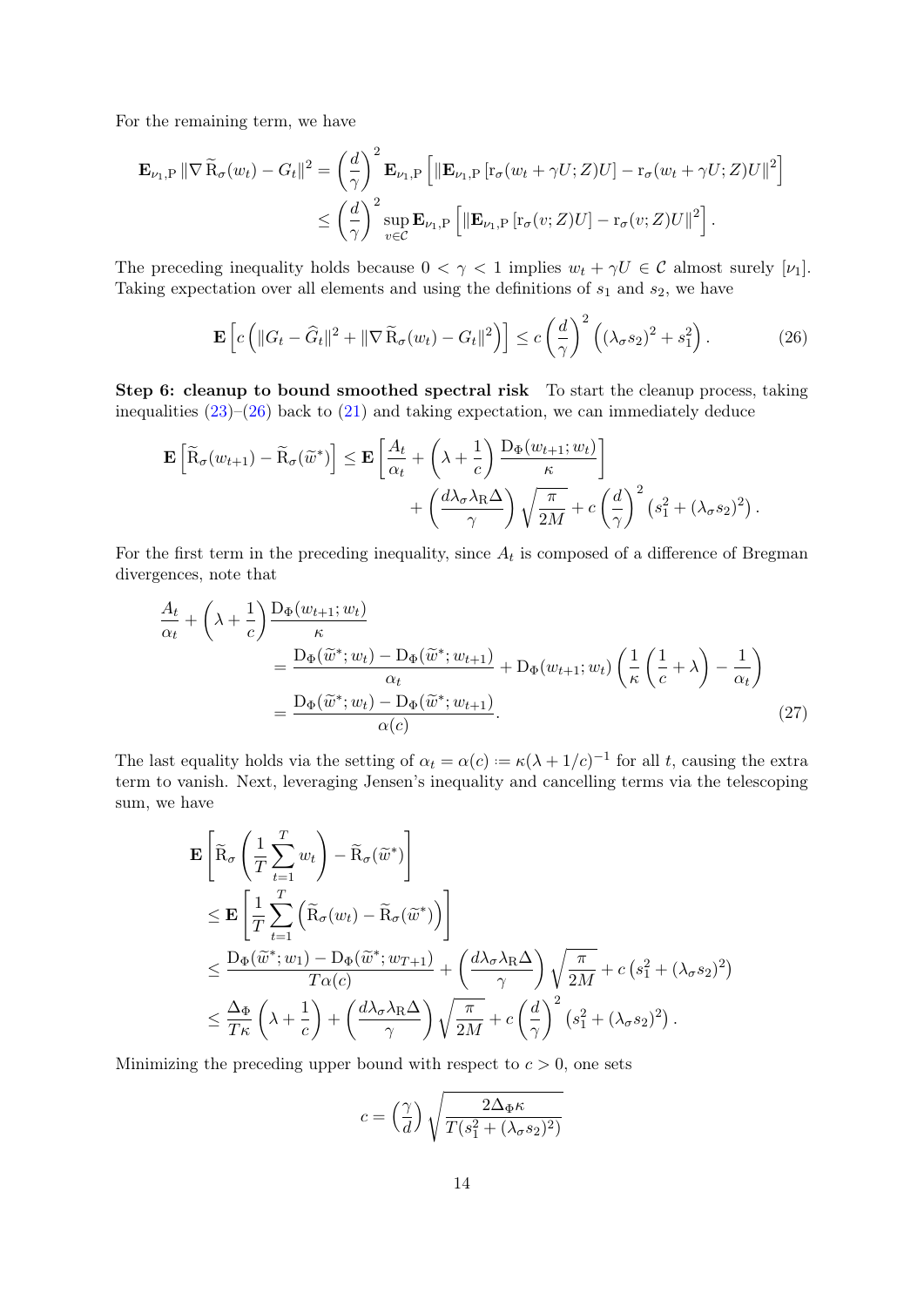For the remaining term, we have

$$
\begin{aligned}
\mathbf{E}_{\nu_1,\mathrm{P}} \|\nabla \widetilde{\mathrm{R}}_\sigma(w_t) - G_t\|^2 &= \left(\frac{d}{\gamma}\right)^2 \mathbf{E}_{\nu_1,\mathrm{P}} \left[ \|\mathbf{E}_{\nu_1,\mathrm{P}} \left[ \mathrm{r}_\sigma(w_t + \gamma U; Z) U \right] - \mathrm{r}_\sigma(w_t + \gamma U; Z) U\|^2 \right] \\
&\leq \left(\frac{d}{\gamma}\right)^2 \sup_{v \in \mathcal{C}} \mathbf{E}_{\nu_1,\mathrm{P}} \left[ \|\mathbf{E}_{\nu_1,\mathrm{P}} \left[ \mathrm{r}_\sigma(v; Z) U \right] - \mathrm{r}_\sigma(v; Z) U\|^2 \right].
\end{aligned}
$$

The preceding inequality holds because $0 < \gamma < 1$ implies $w_t + \gamma U \in \mathcal{C}$ almost surely $[\nu_1]$. Taking expectation over all elements and using the definitions of $s_1$ and $s_2$, we have

$$
\mathbf{E}\left[ c \left( \|G_t - \widehat{G}_t\|^2 + \|\nabla \widetilde{\mathrm{R}}_\sigma(w_t) - G_t\|^2 \right) \right] \leq c \left(\frac{d}{\gamma}\right)^2 \left( (\lambda_\sigma s_2)^2 + s_1^2 \right). \tag{26}
$$

**Step 6: cleanup to bound smoothed spectral risk** To start the cleanup process, taking inequalities (23)–(26) back to (21) and taking expectation, we can immediately deduce

$$
\begin{aligned}
\mathbf{E}\left[ \widetilde{\mathrm{R}}_\sigma(w_{t+1}) - \widetilde{\mathrm{R}}_\sigma(\widetilde{w}^*) \right] \leq \mathbf{E}\left[ \frac{A_t}{\alpha_t} + \left(\lambda + \frac{1}{c}\right) \frac{\mathrm{D}_\Phi(w_{t+1}; w_t)}{\kappa} \right] \\
+ \left(\frac{d \lambda_\sigma \lambda_{\mathrm{R}} \Delta}{\gamma}\right) \sqrt{\frac{\pi}{2M}} + c \left(\frac{d}{\gamma}\right)^2 \left( s_1^2 + (\lambda_\sigma s_2)^2 \right).
\end{aligned}
$$

For the first term in the preceding inequality, since $A_t$ is composed of a difference of Bregman divergences, note that

$$
\begin{aligned}
\frac{A_t}{\alpha_t} &+ \left(\lambda + \frac{1}{c}\right) \frac{\mathrm{D}_\Phi(w_{t+1}; w_t)}{\kappa} \\
&= \frac{\mathrm{D}_\Phi(\widetilde{w}^*; w_t) - \mathrm{D}_\Phi(\widetilde{w}^*; w_{t+1})}{\alpha_t} + \mathrm{D}_\Phi(w_{t+1}; w_t) \left( \frac{1}{\kappa}\left(\frac{1}{c} + \lambda\right) - \frac{1}{\alpha_t} \right) \\
&= \frac{\mathrm{D}_\Phi(\widetilde{w}^*; w_t) - \mathrm{D}_\Phi(\widetilde{w}^*; w_{t+1})}{\alpha(c)}.
\end{aligned} \tag{27}
$$

The last equality holds via the setting of $\alpha_t = \alpha(c) := \kappa(\lambda + 1/c)^{-1}$ for all $t$, causing the extra term to vanish. Next, leveraging Jensen's inequality and cancelling terms via the telescoping sum, we have

$$
\begin{aligned}
&\mathbf{E}\left[ \widetilde{\mathrm{R}}_\sigma\left( \frac{1}{T}\sum_{t=1}^{T} w_t \right) - \widetilde{\mathrm{R}}_\sigma(\widetilde{w}^*) \right] \\
&\leq \mathbf{E}\left[ \frac{1}{T}\sum_{t=1}^{T} \left( \widetilde{\mathrm{R}}_\sigma(w_t) - \widetilde{\mathrm{R}}_\sigma(\widetilde{w}^*) \right) \right] \\
&\leq \frac{\mathrm{D}_\Phi(\widetilde{w}^*; w_1) - \mathrm{D}_\Phi(\widetilde{w}^*; w_{T+1})}{T \alpha(c)} + \left(\frac{d \lambda_\sigma \lambda_{\mathrm{R}} \Delta}{\gamma}\right) \sqrt{\frac{\pi}{2M}} + c \left( s_1^2 + (\lambda_\sigma s_2)^2 \right) \\
&\leq \frac{\Delta_\Phi}{T\kappa} \left(\lambda + \frac{1}{c}\right) + \left(\frac{d \lambda_\sigma \lambda_{\mathrm{R}} \Delta}{\gamma}\right) \sqrt{\frac{\pi}{2M}} + c \left(\frac{d}{\gamma}\right)^2 \left( s_1^2 + (\lambda_\sigma s_2)^2 \right).
\end{aligned}
$$

Minimizing the preceding upper bound with respect to $c > 0$, one sets

$$
c = \left(\frac{\gamma}{d}\right) \sqrt{\frac{2\Delta_\Phi \kappa}{T(s_1^2 + (\lambda_\sigma s_2)^2)}}
$$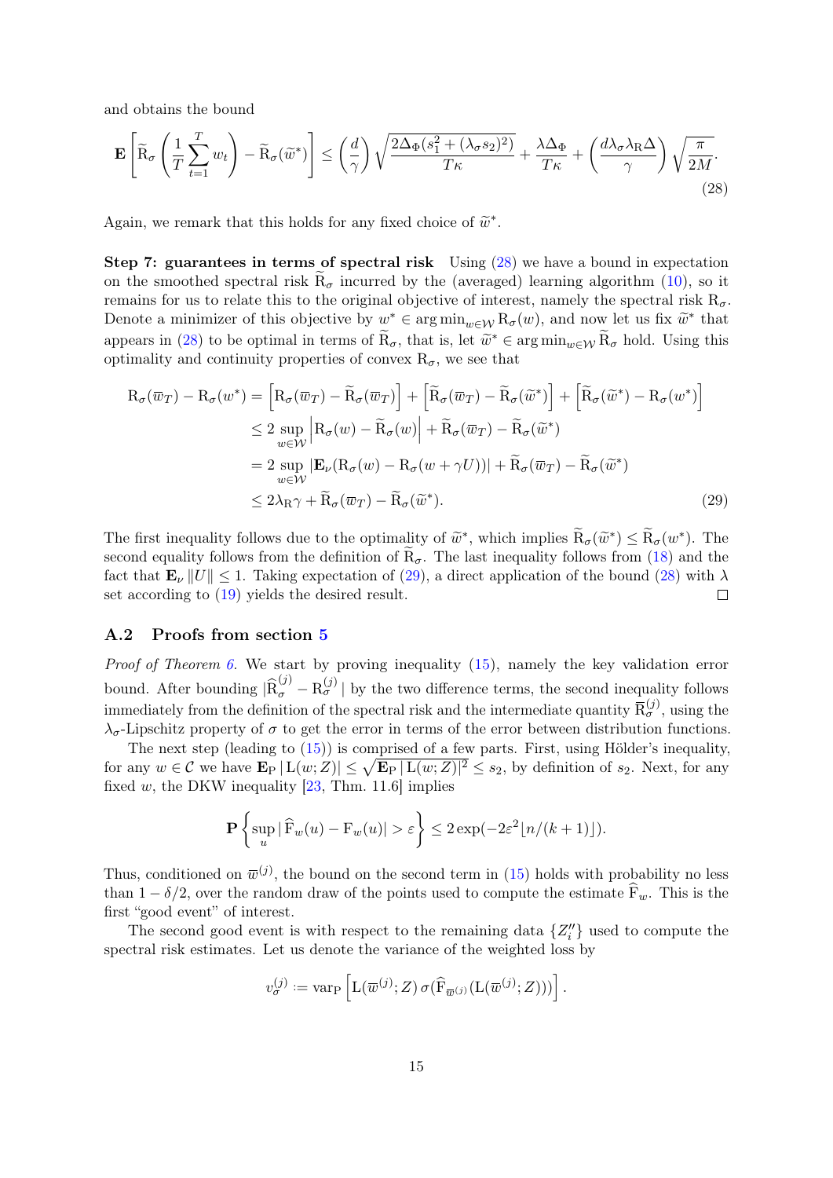and obtains the bound

$$\mathbf{E}\left[\widetilde{\mathrm{R}}_{\sigma}\left(\frac{1}{T}\sum_{t=1}^{T} w_t\right) - \widetilde{\mathrm{R}}_{\sigma}(\widetilde{w}^{*})\right] \leq \left(\frac{d}{\gamma}\right)\sqrt{\frac{2\Delta_{\Phi}(s_1^2 + (\lambda_{\sigma} s_2)^2)}{T\kappa}} + \frac{\lambda\Delta_{\Phi}}{T\kappa} + \left(\frac{d\lambda_{\sigma}\lambda_{\mathrm{R}}\Delta}{\gamma}\right)\sqrt{\frac{\pi}{2M}}. \tag{28}$$

Again, we remark that this holds for any fixed choice of $\widetilde{w}^{*}$.

**Step 7: guarantees in terms of spectral risk** Using (28) we have a bound in expectation on the smoothed spectral risk $\widetilde{\mathrm{R}}_{\sigma}$ incurred by the (averaged) learning algorithm (10), so it remains for us to relate this to the original objective of interest, namely the spectral risk $\mathrm{R}_{\sigma}$. Denote a minimizer of this objective by $w^{*} \in \arg\min_{w \in \mathcal{W}} \mathrm{R}_{\sigma}(w)$, and now let us fix $\widetilde{w}^{*}$ that appears in (28) to be optimal in terms of $\widetilde{\mathrm{R}}_{\sigma}$, that is, let $\widetilde{w}^{*} \in \arg\min_{w\in\mathcal{W}} \widetilde{\mathrm{R}}_{\sigma}$ hold. Using this optimality and continuity properties of convex $\mathrm{R}_{\sigma}$, we see that

$$\begin{aligned}
\mathrm{R}_{\sigma}(\overline{w}_T) - \mathrm{R}_{\sigma}(w^{*}) &= \left[\mathrm{R}_{\sigma}(\overline{w}_T) - \widetilde{\mathrm{R}}_{\sigma}(\overline{w}_T)\right] + \left[\widetilde{\mathrm{R}}_{\sigma}(\overline{w}_T) - \widetilde{\mathrm{R}}_{\sigma}(\widetilde{w}^{*})\right] + \left[\widetilde{\mathrm{R}}_{\sigma}(\widetilde{w}^{*}) - \mathrm{R}_{\sigma}(w^{*})\right] \\
&\leq 2\sup_{w\in\mathcal{W}}\left|\mathrm{R}_{\sigma}(w) - \widetilde{\mathrm{R}}_{\sigma}(w)\right| + \widetilde{\mathrm{R}}_{\sigma}(\overline{w}_T) - \widetilde{\mathrm{R}}_{\sigma}(\widetilde{w}^{*}) \\
&= 2\sup_{w\in\mathcal{W}}\left|\mathbf{E}_{\nu}(\mathrm{R}_{\sigma}(w) - \mathrm{R}_{\sigma}(w+\gamma U))\right| + \widetilde{\mathrm{R}}_{\sigma}(\overline{w}_T) - \widetilde{\mathrm{R}}_{\sigma}(\widetilde{w}^{*}) \\
&\leq 2\lambda_{\mathrm{R}}\gamma + \widetilde{\mathrm{R}}_{\sigma}(\overline{w}_T) - \widetilde{\mathrm{R}}_{\sigma}(\widetilde{w}^{*}).
\end{aligned} \tag{29}$$

The first inequality follows due to the optimality of $\widetilde{w}^{*}$, which implies $\widetilde{\mathrm{R}}_{\sigma}(\widetilde{w}^{*}) \leq \widetilde{\mathrm{R}}_{\sigma}(w^{*})$. The second equality follows from the definition of $\widetilde{\mathrm{R}}_{\sigma}$. The last inequality follows from (18) and the fact that $\mathbf{E}_{\nu}\|U\| \leq 1$. Taking expectation of (29), a direct application of the bound (28) with $\lambda$ set according to (19) yields the desired result. ◻

### A.2 Proofs from section 5

*Proof of Theorem 6.* We start by proving inequality (15), namely the key validation error bound. After bounding $|\widehat{\mathrm{R}}_{\sigma}^{(j)} - \mathrm{R}_{\sigma}^{(j)}|$ by the two difference terms, the second inequality follows immediately from the definition of the spectral risk and the intermediate quantity $\overline{\mathrm{R}}_{\sigma}^{(j)}$, using the $\lambda_{\sigma}$-Lipschitz property of $\sigma$ to get the error in terms of the error between distribution functions.

The next step (leading to (15)) is comprised of a few parts. First, using Hölder's inequality, for any $w \in \mathcal{C}$ we have $\mathbf{E}_{\mathrm{P}}|\mathrm{L}(w;Z)| \leq \sqrt{\mathbf{E}_{\mathrm{P}}|\mathrm{L}(w;Z)|^2} \leq s_2$, by definition of $s_2$. Next, for any fixed $w$, the DKW inequality [23, Thm. 11.6] implies

$$\mathbf{P}\left\{\sup_{u}|\widehat{\mathrm{F}}_w(u) - \mathrm{F}_w(u)| > \varepsilon\right\} \leq 2\exp(-2\varepsilon^2\lfloor n/(k+1)\rfloor).$$

Thus, conditioned on $\overline{w}^{(j)}$, the bound on the second term in (15) holds with probability no less than $1 - \delta/2$, over the random draw of the points used to compute the estimate $\widehat{\mathrm{F}}_w$. This is the first "good event" of interest.

The second good event is with respect to the remaining data $\{Z_i''\}$ used to compute the spectral risk estimates. Let us denote the variance of the weighted loss by

$$v_{\sigma}^{(j)} := \mathrm{var}_{\mathrm{P}}\left[\mathrm{L}(\overline{w}^{(j)};Z)\,\sigma(\widehat{\mathrm{F}}_{\overline{w}^{(j)}}(\mathrm{L}(\overline{w}^{(j)};Z)))\right].$$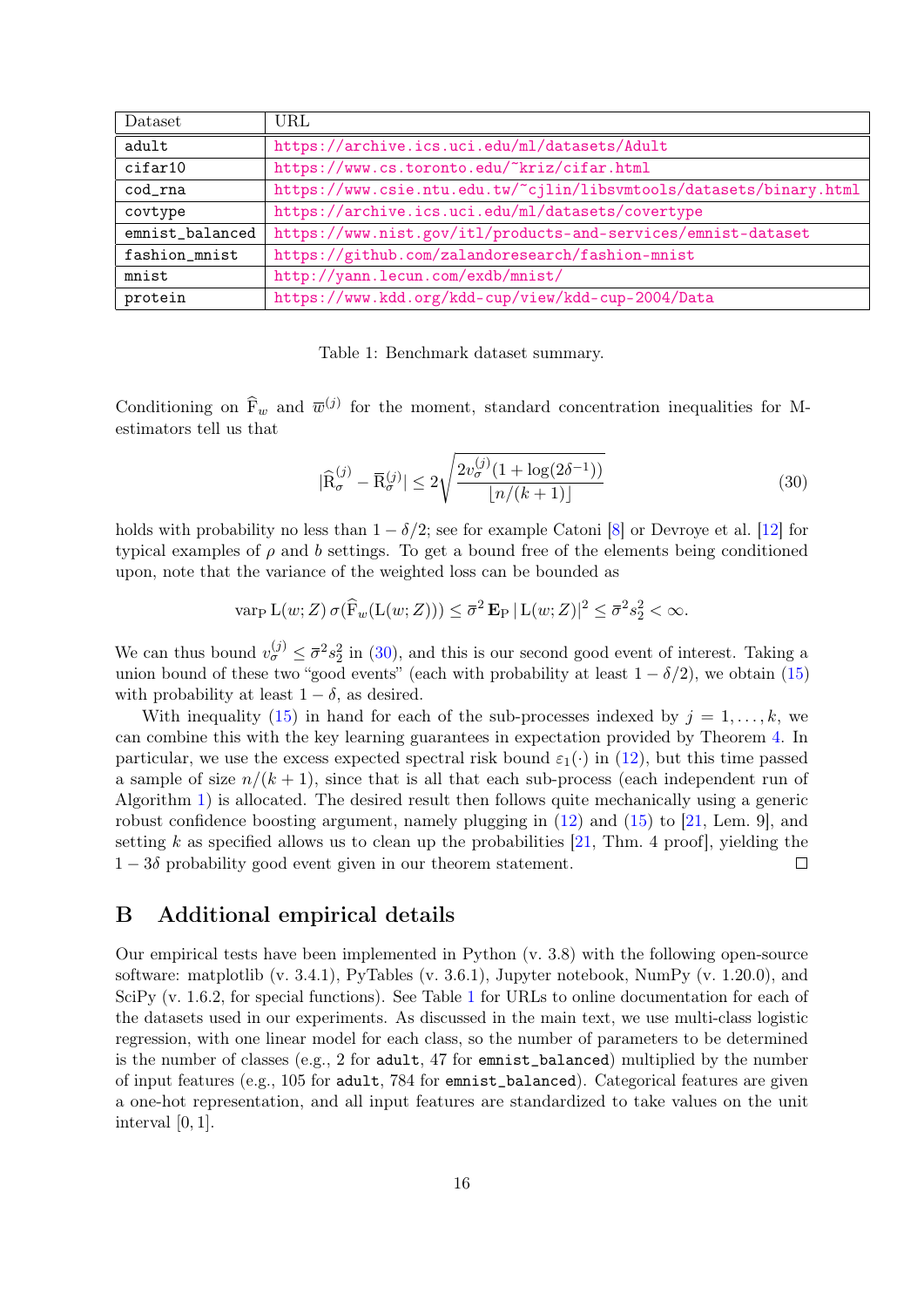| Dataset | URL |
|---|---|
| adult | https://archive.ics.uci.edu/ml/datasets/Adult |
| cifar10 | https://www.cs.toronto.edu/~kriz/cifar.html |
| cod_rna | https://www.csie.ntu.edu.tw/~cjlin/libsvmtools/datasets/binary.html |
| covtype | https://archive.ics.uci.edu/ml/datasets/covertype |
| emnist_balanced | https://www.nist.gov/itl/products-and-services/emnist-dataset |
| fashion_mnist | https://github.com/zalandoresearch/fashion-mnist |
| mnist | http://yann.lecun.com/exdb/mnist/ |
| protein | https://www.kdd.org/kdd-cup/view/kdd-cup-2004/Data |

Table 1: Benchmark dataset summary.

Conditioning on $\widehat{\mathrm{F}}_w$ and $\overline{w}^{(j)}$ for the moment, standard concentration inequalities for M-estimators tell us that

$$|\widehat{\mathrm{R}}_{\sigma}^{(j)} - \overline{\mathrm{R}}_{\sigma}^{(j)}| \leq 2\sqrt{\frac{2v_{\sigma}^{(j)}(1+\log(2\delta^{-1}))}{\lfloor n/(k+1) \rfloor}} \tag{30}$$

holds with probability no less than $1-\delta/2$; see for example Catoni [8] or Devroye et al. [12] for typical examples of $\rho$ and $b$ settings. To get a bound free of the elements being conditioned upon, note that the variance of the weighted loss can be bounded as

$$\mathrm{var}_{\mathrm{P}}\, \mathrm{L}(w;Z)\, \sigma(\widehat{\mathrm{F}}_w(\mathrm{L}(w;Z))) \leq \overline{\sigma}^2\, \mathbf{E}_{\mathrm{P}}\, |\mathrm{L}(w;Z)|^2 \leq \overline{\sigma}^2 s_2^2 < \infty.$$

We can thus bound $v_{\sigma}^{(j)} \leq \overline{\sigma}^2 s_2^2$ in (30), and this is our second good event of interest. Taking a union bound of these two "good events" (each with probability at least $1-\delta/2$), we obtain (15) with probability at least $1-\delta$, as desired.

With inequality (15) in hand for each of the sub-processes indexed by $j = 1, \ldots, k$, we can combine this with the key learning guarantees in expectation provided by Theorem 4. In particular, we use the excess expected spectral risk bound $\varepsilon_1(\cdot)$ in (12), but this time passed a sample of size $n/(k+1)$, since that is all that each sub-process (each independent run of Algorithm 1) is allocated. The desired result then follows quite mechanically using a generic robust confidence boosting argument, namely plugging in (12) and (15) to [21, Lem. 9], and setting $k$ as specified allows us to clean up the probabilities [21, Thm. 4 proof], yielding the $1-3\delta$ probability good event given in our theorem statement. ∎

## B Additional empirical details

Our empirical tests have been implemented in Python (v. 3.8) with the following open-source software: matplotlib (v. 3.4.1), PyTables (v. 3.6.1), Jupyter notebook, NumPy (v. 1.20.0), and SciPy (v. 1.6.2, for special functions). See Table 1 for URLs to online documentation for each of the datasets used in our experiments. As discussed in the main text, we use multi-class logistic regression, with one linear model for each class, so the number of parameters to be determined is the number of classes (e.g., 2 for `adult`, 47 for `emnist_balanced`) multiplied by the number of input features (e.g., 105 for `adult`, 784 for `emnist_balanced`). Categorical features are given a one-hot representation, and all input features are standardized to take values on the unit interval $[0,1]$.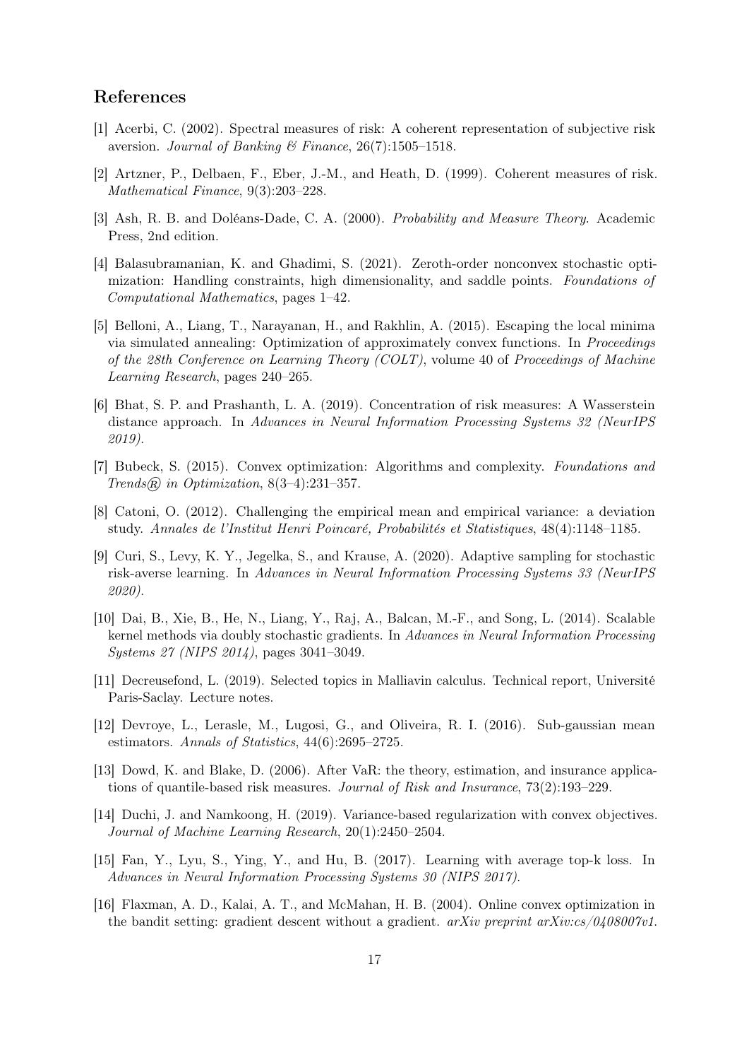## References

[1] Acerbi, C. (2002). Spectral measures of risk: A coherent representation of subjective risk aversion. *Journal of Banking & Finance*, 26(7):1505–1518.

[2] Artzner, P., Delbaen, F., Eber, J.-M., and Heath, D. (1999). Coherent measures of risk. *Mathematical Finance*, 9(3):203–228.

[3] Ash, R. B. and Doléans-Dade, C. A. (2000). *Probability and Measure Theory*. Academic Press, 2nd edition.

[4] Balasubramanian, K. and Ghadimi, S. (2021). Zeroth-order nonconvex stochastic optimization: Handling constraints, high dimensionality, and saddle points. *Foundations of Computational Mathematics*, pages 1–42.

[5] Belloni, A., Liang, T., Narayanan, H., and Rakhlin, A. (2015). Escaping the local minima via simulated annealing: Optimization of approximately convex functions. In *Proceedings of the 28th Conference on Learning Theory (COLT)*, volume 40 of *Proceedings of Machine Learning Research*, pages 240–265.

[6] Bhat, S. P. and Prashanth, L. A. (2019). Concentration of risk measures: A Wasserstein distance approach. In *Advances in Neural Information Processing Systems 32 (NeurIPS 2019)*.

[7] Bubeck, S. (2015). Convex optimization: Algorithms and complexity. *Foundations and Trends® in Optimization*, 8(3–4):231–357.

[8] Catoni, O. (2012). Challenging the empirical mean and empirical variance: a deviation study. *Annales de l'Institut Henri Poincaré, Probabilités et Statistiques*, 48(4):1148–1185.

[9] Curi, S., Levy, K. Y., Jegelka, S., and Krause, A. (2020). Adaptive sampling for stochastic risk-averse learning. In *Advances in Neural Information Processing Systems 33 (NeurIPS 2020)*.

[10] Dai, B., Xie, B., He, N., Liang, Y., Raj, A., Balcan, M.-F., and Song, L. (2014). Scalable kernel methods via doubly stochastic gradients. In *Advances in Neural Information Processing Systems 27 (NIPS 2014)*, pages 3041–3049.

[11] Decreusefond, L. (2019). Selected topics in Malliavin calculus. Technical report, Université Paris-Saclay. Lecture notes.

[12] Devroye, L., Lerasle, M., Lugosi, G., and Oliveira, R. I. (2016). Sub-gaussian mean estimators. *Annals of Statistics*, 44(6):2695–2725.

[13] Dowd, K. and Blake, D. (2006). After VaR: the theory, estimation, and insurance applications of quantile-based risk measures. *Journal of Risk and Insurance*, 73(2):193–229.

[14] Duchi, J. and Namkoong, H. (2019). Variance-based regularization with convex objectives. *Journal of Machine Learning Research*, 20(1):2450–2504.

[15] Fan, Y., Lyu, S., Ying, Y., and Hu, B. (2017). Learning with average top-k loss. In *Advances in Neural Information Processing Systems 30 (NIPS 2017)*.

[16] Flaxman, A. D., Kalai, A. T., and McMahan, H. B. (2004). Online convex optimization in the bandit setting: gradient descent without a gradient. *arXiv preprint arXiv:cs/0408007v1*.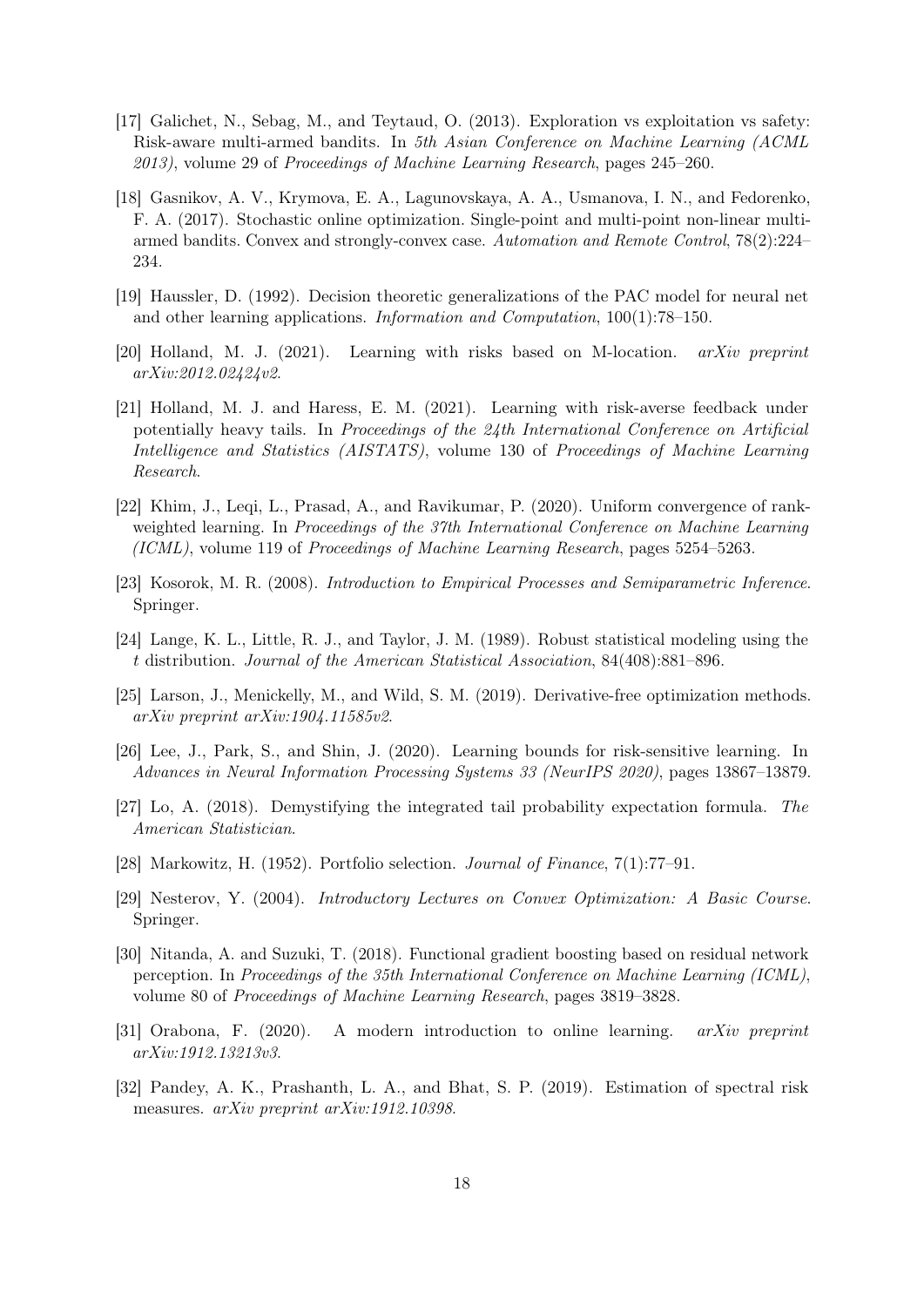[17] Galichet, N., Sebag, M., and Teytaud, O. (2013). Exploration vs exploitation vs safety: Risk-aware multi-armed bandits. In *5th Asian Conference on Machine Learning (ACML 2013)*, volume 29 of *Proceedings of Machine Learning Research*, pages 245–260.

[18] Gasnikov, A. V., Krymova, E. A., Lagunovskaya, A. A., Usmanova, I. N., and Fedorenko, F. A. (2017). Stochastic online optimization. Single-point and multi-point non-linear multi-armed bandits. Convex and strongly-convex case. *Automation and Remote Control*, 78(2):224–234.

[19] Haussler, D. (1992). Decision theoretic generalizations of the PAC model for neural net and other learning applications. *Information and Computation*, 100(1):78–150.

[20] Holland, M. J. (2021). Learning with risks based on M-location. *arXiv preprint arXiv:2012.02424v2*.

[21] Holland, M. J. and Haress, E. M. (2021). Learning with risk-averse feedback under potentially heavy tails. In *Proceedings of the 24th International Conference on Artificial Intelligence and Statistics (AISTATS)*, volume 130 of *Proceedings of Machine Learning Research*.

[22] Khim, J., Leqi, L., Prasad, A., and Ravikumar, P. (2020). Uniform convergence of rank-weighted learning. In *Proceedings of the 37th International Conference on Machine Learning (ICML)*, volume 119 of *Proceedings of Machine Learning Research*, pages 5254–5263.

[23] Kosorok, M. R. (2008). *Introduction to Empirical Processes and Semiparametric Inference*. Springer.

[24] Lange, K. L., Little, R. J., and Taylor, J. M. (1989). Robust statistical modeling using the $t$ distribution. *Journal of the American Statistical Association*, 84(408):881–896.

[25] Larson, J., Menickelly, M., and Wild, S. M. (2019). Derivative-free optimization methods. *arXiv preprint arXiv:1904.11585v2*.

[26] Lee, J., Park, S., and Shin, J. (2020). Learning bounds for risk-sensitive learning. In *Advances in Neural Information Processing Systems 33 (NeurIPS 2020)*, pages 13867–13879.

[27] Lo, A. (2018). Demystifying the integrated tail probability expectation formula. *The American Statistician*.

[28] Markowitz, H. (1952). Portfolio selection. *Journal of Finance*, 7(1):77–91.

[29] Nesterov, Y. (2004). *Introductory Lectures on Convex Optimization: A Basic Course*. Springer.

[30] Nitanda, A. and Suzuki, T. (2018). Functional gradient boosting based on residual network perception. In *Proceedings of the 35th International Conference on Machine Learning (ICML)*, volume 80 of *Proceedings of Machine Learning Research*, pages 3819–3828.

[31] Orabona, F. (2020). A modern introduction to online learning. *arXiv preprint arXiv:1912.13213v3*.

[32] Pandey, A. K., Prashanth, L. A., and Bhat, S. P. (2019). Estimation of spectral risk measures. *arXiv preprint arXiv:1912.10398*.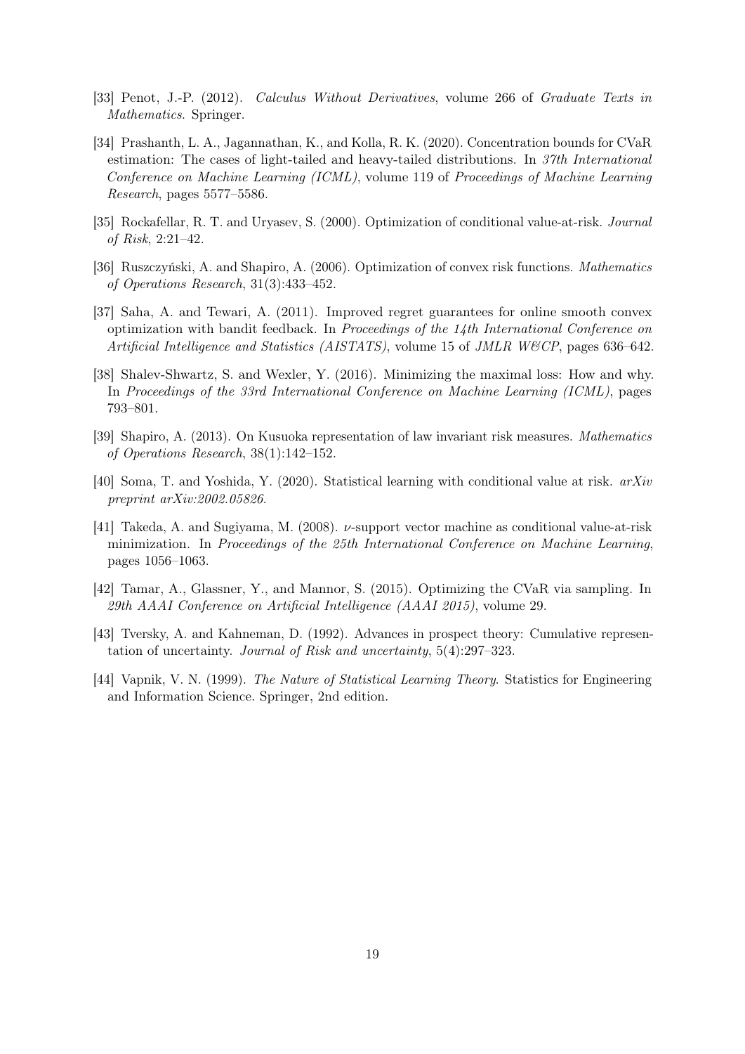[33] Penot, J.-P. (2012). *Calculus Without Derivatives*, volume 266 of *Graduate Texts in Mathematics*. Springer.

[34] Prashanth, L. A., Jagannathan, K., and Kolla, R. K. (2020). Concentration bounds for CVaR estimation: The cases of light-tailed and heavy-tailed distributions. In *37th International Conference on Machine Learning (ICML)*, volume 119 of *Proceedings of Machine Learning Research*, pages 5577–5586.

[35] Rockafellar, R. T. and Uryasev, S. (2000). Optimization of conditional value-at-risk. *Journal of Risk*, 2:21–42.

[36] Ruszczyński, A. and Shapiro, A. (2006). Optimization of convex risk functions. *Mathematics of Operations Research*, 31(3):433–452.

[37] Saha, A. and Tewari, A. (2011). Improved regret guarantees for online smooth convex optimization with bandit feedback. In *Proceedings of the 14th International Conference on Artificial Intelligence and Statistics (AISTATS)*, volume 15 of *JMLR W&CP*, pages 636–642.

[38] Shalev-Shwartz, S. and Wexler, Y. (2016). Minimizing the maximal loss: How and why. In *Proceedings of the 33rd International Conference on Machine Learning (ICML)*, pages 793–801.

[39] Shapiro, A. (2013). On Kusuoka representation of law invariant risk measures. *Mathematics of Operations Research*, 38(1):142–152.

[40] Soma, T. and Yoshida, Y. (2020). Statistical learning with conditional value at risk. *arXiv preprint arXiv:2002.05826*.

[41] Takeda, A. and Sugiyama, M. (2008). $\nu$-support vector machine as conditional value-at-risk minimization. In *Proceedings of the 25th International Conference on Machine Learning*, pages 1056–1063.

[42] Tamar, A., Glassner, Y., and Mannor, S. (2015). Optimizing the CVaR via sampling. In *29th AAAI Conference on Artificial Intelligence (AAAI 2015)*, volume 29.

[43] Tversky, A. and Kahneman, D. (1992). Advances in prospect theory: Cumulative representation of uncertainty. *Journal of Risk and uncertainty*, 5(4):297–323.

[44] Vapnik, V. N. (1999). *The Nature of Statistical Learning Theory*. Statistics for Engineering and Information Science. Springer, 2nd edition.